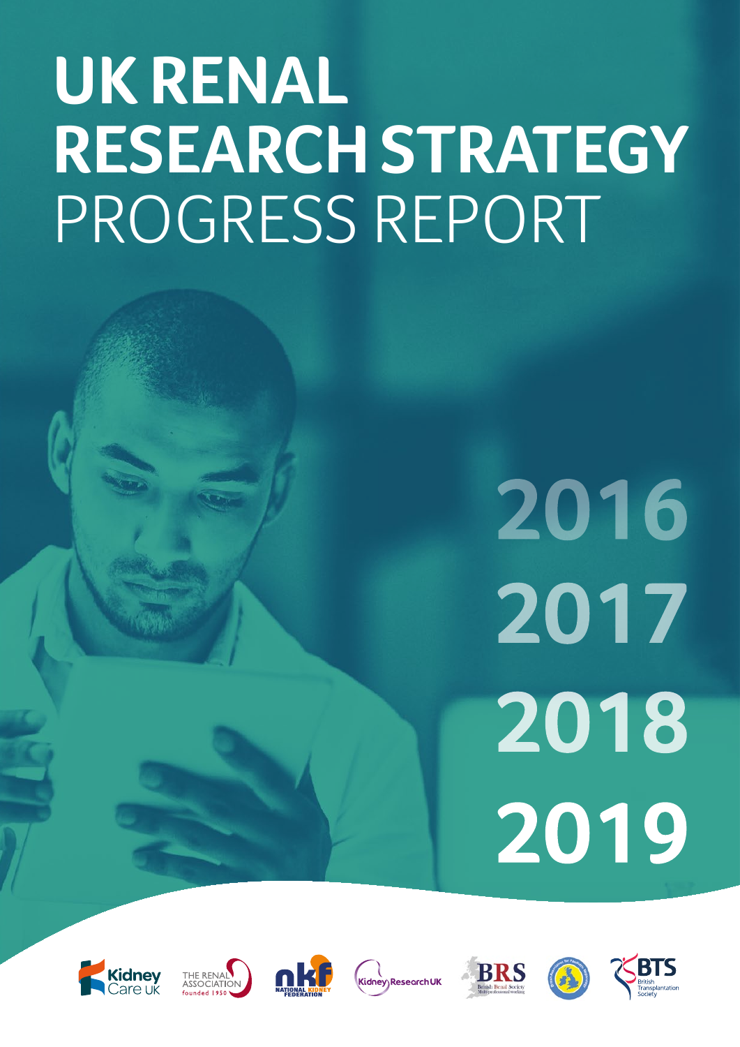# UK RENAL RESEARCH STRATEGY

## PROGRESS REPORT

2016

2017

2018

2019

Kidney Care UK

THE RENAL ASSOCIATION founded 1950

NATIONAL KIDNEY FEDERATION

Kidney Research UK

BRS British Renal Society Multi-professional working

BTS British Transplantation Society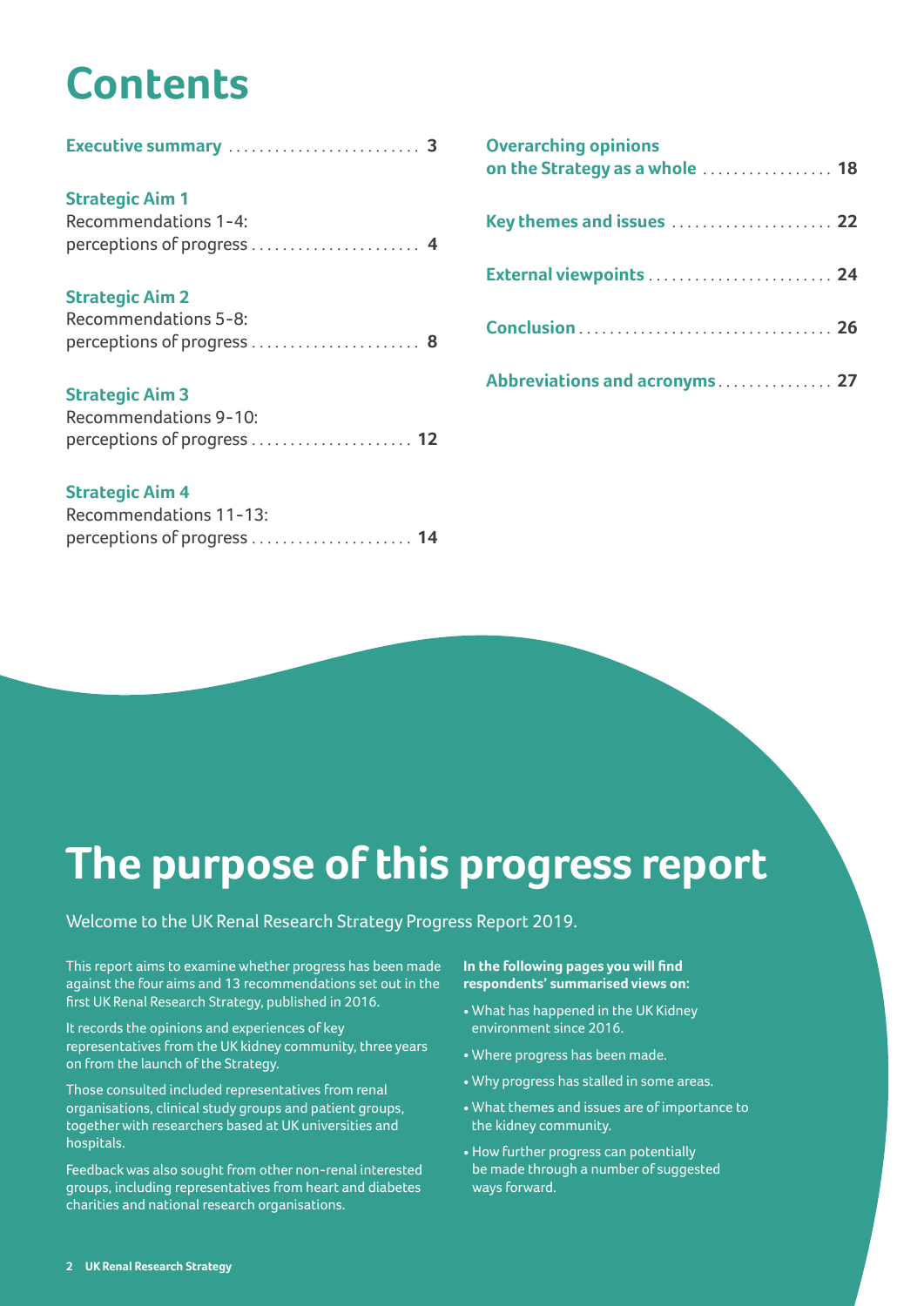# Contents

**Executive summary** ........................ **3**

**Strategic Aim 1**
Recommendations 1-4:
perceptions of progress ...................... **4**

**Strategic Aim 2**
Recommendations 5-8:
perceptions of progress ...................... **8**

**Strategic Aim 3**
Recommendations 9-10:
perceptions of progress ...................... **12**

**Strategic Aim 4**
Recommendations 11-13:
perceptions of progress ...................... **14**

**Overarching opinions on the Strategy as a whole** ................. **18**

**Key themes and issues** ..................... **22**

**External viewpoints** ........................ **24**

**Conclusion** ................................. **26**

**Abbreviations and acronyms** ............... **27**

# The purpose of this progress report

Welcome to the UK Renal Research Strategy Progress Report 2019.

This report aims to examine whether progress has been made against the four aims and 13 recommendations set out in the first UK Renal Research Strategy, published in 2016.

It records the opinions and experiences of key representatives from the UK kidney community, three years on from the launch of the Strategy.

Those consulted included representatives from renal organisations, clinical study groups and patient groups, together with researchers based at UK universities and hospitals.

Feedback was also sought from other non-renal interested groups, including representatives from heart and diabetes charities and national research organisations.

**In the following pages you will find respondents' summarised views on:**

- What has happened in the UK Kidney environment since 2016.
- Where progress has been made.
- Why progress has stalled in some areas.
- What themes and issues are of importance to the kidney community.
- How further progress can potentially be made through a number of suggested ways forward.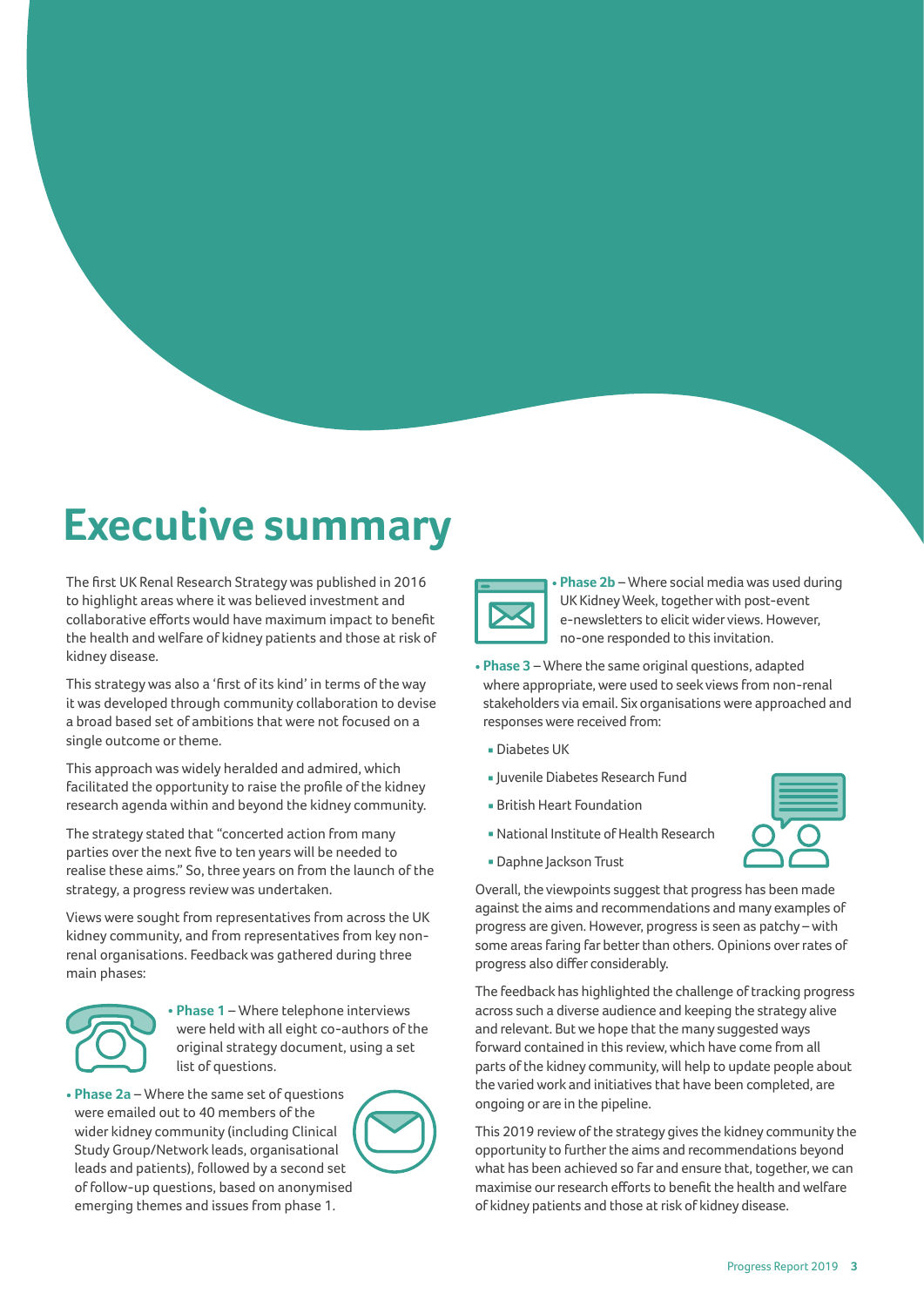# Executive summary

The first UK Renal Research Strategy was published in 2016 to highlight areas where it was believed investment and collaborative efforts would have maximum impact to benefit the health and welfare of kidney patients and those at risk of kidney disease.

This strategy was also a 'first of its kind' in terms of the way it was developed through community collaboration to devise a broad based set of ambitions that were not focused on a single outcome or theme.

This approach was widely heralded and admired, which facilitated the opportunity to raise the profile of the kidney research agenda within and beyond the kidney community.

The strategy stated that "concerted action from many parties over the next five to ten years will be needed to realise these aims." So, three years on from the launch of the strategy, a progress review was undertaken.

Views were sought from representatives from across the UK kidney community, and from representatives from key non-renal organisations. Feedback was gathered during three main phases:

- **Phase 1** – Where telephone interviews were held with all eight co-authors of the original strategy document, using a set list of questions.
- **Phase 2a** – Where the same set of questions were emailed out to 40 members of the wider kidney community (including Clinical Study Group/Network leads, organisational leads and patients), followed by a second set of follow-up questions, based on anonymised emerging themes and issues from phase 1.
- **Phase 2b** – Where social media was used during UK Kidney Week, together with post-event e-newsletters to elicit wider views. However, no-one responded to this invitation.
- **Phase 3** – Where the same original questions, adapted where appropriate, were used to seek views from non-renal stakeholders via email. Six organisations were approached and responses were received from:
  - Diabetes UK
  - Juvenile Diabetes Research Fund
  - British Heart Foundation
  - National Institute of Health Research
  - Daphne Jackson Trust

Overall, the viewpoints suggest that progress has been made against the aims and recommendations and many examples of progress are given. However, progress is seen as patchy – with some areas faring far better than others. Opinions over rates of progress also differ considerably.

The feedback has highlighted the challenge of tracking progress across such a diverse audience and keeping the strategy alive and relevant. But we hope that the many suggested ways forward contained in this review, which have come from all parts of the kidney community, will help to update people about the varied work and initiatives that have been completed, are ongoing or are in the pipeline.

This 2019 review of the strategy gives the kidney community the opportunity to further the aims and recommendations beyond what has been achieved so far and ensure that, together, we can maximise our research efforts to benefit the health and welfare of kidney patients and those at risk of kidney disease.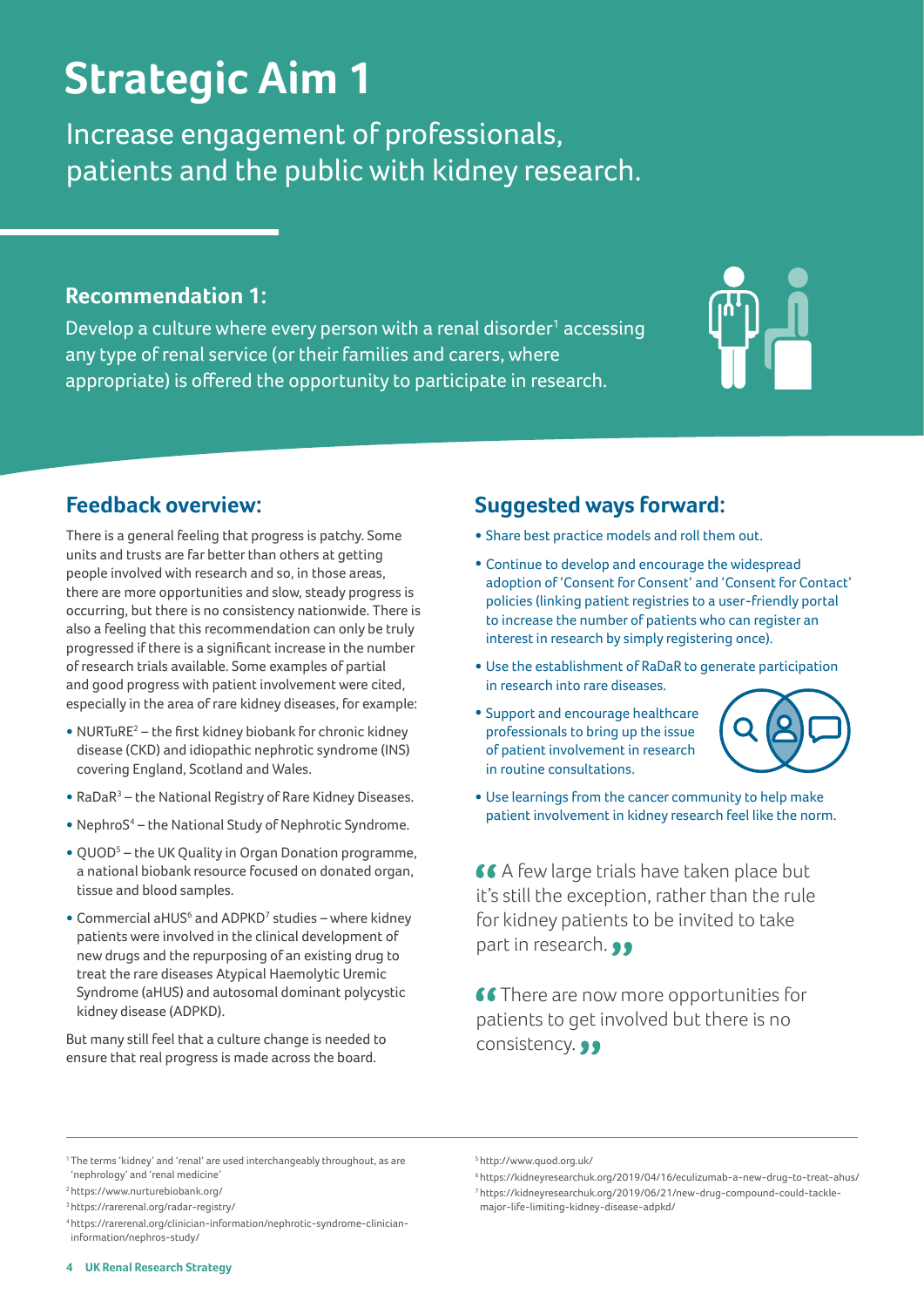# Strategic Aim 1

Increase engagement of professionals, patients and the public with kidney research.

## Recommendation 1:

Develop a culture where every person with a renal disorder[1] accessing any type of renal service (or their families and carers, where appropriate) is offered the opportunity to participate in research.

## Feedback overview:

There is a general feeling that progress is patchy. Some units and trusts are far better than others at getting people involved with research and so, in those areas, there are more opportunities and slow, steady progress is occurring, but there is no consistency nationwide. There is also a feeling that this recommendation can only be truly progressed if there is a significant increase in the number of research trials available. Some examples of partial and good progress with patient involvement were cited, especially in the area of rare kidney diseases, for example:

- NURTuRE[2] – the first kidney biobank for chronic kidney disease (CKD) and idiopathic nephrotic syndrome (INS) covering England, Scotland and Wales.
- RaDaR[3] – the National Registry of Rare Kidney Diseases.
- NephroS[4] – the National Study of Nephrotic Syndrome.
- QUOD[5] – the UK Quality in Organ Donation programme, a national biobank resource focused on donated organ, tissue and blood samples.
- Commercial aHUS[6] and ADPKD[7] studies – where kidney patients were involved in the clinical development of new drugs and the repurposing of an existing drug to treat the rare diseases Atypical Haemolytic Uremic Syndrome (aHUS) and autosomal dominant polycystic kidney disease (ADPKD).

But many still feel that a culture change is needed to ensure that real progress is made across the board.

## Suggested ways forward:

- Share best practice models and roll them out.
- Continue to develop and encourage the widespread adoption of 'Consent for Consent' and 'Consent for Contact' policies (linking patient registries to a user-friendly portal to increase the number of patients who can register an interest in research by simply registering once).
- Use the establishment of RaDaR to generate participation in research into rare diseases.
- Support and encourage healthcare professionals to bring up the issue of patient involvement in research in routine consultations.
- Use learnings from the cancer community to help make patient involvement in kidney research feel like the norm.

> "A few large trials have taken place but it's still the exception, rather than the rule for kidney patients to be invited to take part in research."

> "There are now more opportunities for patients to get involved but there is no consistency."

---

[1] The terms 'kidney' and 'renal' are used interchangeably throughout, as are 'nephrology' and 'renal medicine'

[2] https://www.nurturebiobank.org/

[3] https://rarerenal.org/radar-registry/

[4] https://rarerenal.org/clinician-information/nephrotic-syndrome-clinician-information/nephros-study/

[5] http://www.quod.org.uk/

[6] https://kidneyresearchuk.org/2019/04/16/eculizumab-a-new-drug-to-treat-ahus/

[7] https://kidneyresearchuk.org/2019/06/21/new-drug-compound-could-tackle-major-life-limiting-kidney-disease-adpkd/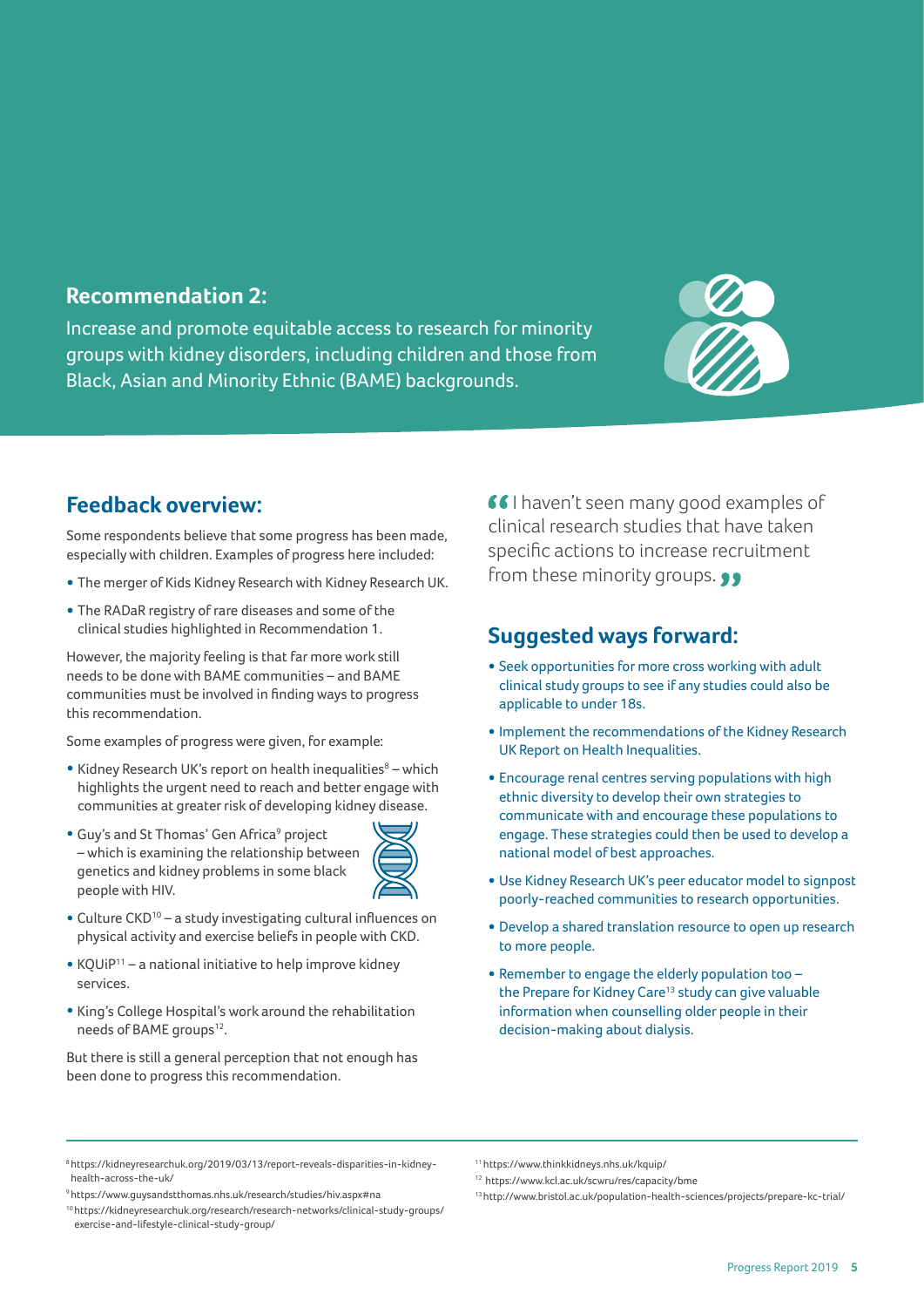## Recommendation 2:

Increase and promote equitable access to research for minority groups with kidney disorders, including children and those from Black, Asian and Minority Ethnic (BAME) backgrounds.

## Feedback overview:

Some respondents believe that some progress has been made, especially with children. Examples of progress here included:

- The merger of Kids Kidney Research with Kidney Research UK.
- The RADaR registry of rare diseases and some of the clinical studies highlighted in Recommendation 1.

However, the majority feeling is that far more work still needs to be done with BAME communities – and BAME communities must be involved in finding ways to progress this recommendation.

Some examples of progress were given, for example:

- Kidney Research UK's report on health inequalities[8] – which highlights the urgent need to reach and better engage with communities at greater risk of developing kidney disease.
- Guy's and St Thomas' Gen Africa[9] project – which is examining the relationship between genetics and kidney problems in some black people with HIV.
- Culture CKD[10] – a study investigating cultural influences on physical activity and exercise beliefs in people with CKD.
- KQUiP[11] – a national initiative to help improve kidney services.
- King's College Hospital's work around the rehabilitation needs of BAME groups[12].

But there is still a general perception that not enough has been done to progress this recommendation.

> "I haven't seen many good examples of clinical research studies that have taken specific actions to increase recruitment from these minority groups."

## Suggested ways forward:

- Seek opportunities for more cross working with adult clinical study groups to see if any studies could also be applicable to under 18s.
- Implement the recommendations of the Kidney Research UK Report on Health Inequalities.
- Encourage renal centres serving populations with high ethnic diversity to develop their own strategies to communicate with and encourage these populations to engage. These strategies could then be used to develop a national model of best approaches.
- Use Kidney Research UK's peer educator model to signpost poorly-reached communities to research opportunities.
- Develop a shared translation resource to open up research to more people.
- Remember to engage the elderly population too – the Prepare for Kidney Care[13] study can give valuable information when counselling older people in their decision-making about dialysis.

---

[8] https://kidneyresearchuk.org/2019/03/13/report-reveals-disparities-in-kidney-health-across-the-uk/

[9] https://www.guysandstthomas.nhs.uk/research/studies/hiv.aspx#na

[10] https://kidneyresearchuk.org/research/research-networks/clinical-study-groups/exercise-and-lifestyle-clinical-study-group/

[11] https://www.thinkkidneys.nhs.uk/kquip/

[12] https://www.kcl.ac.uk/scwru/res/capacity/bme

[13] http://www.bristol.ac.uk/population-health-sciences/projects/prepare-kc-trial/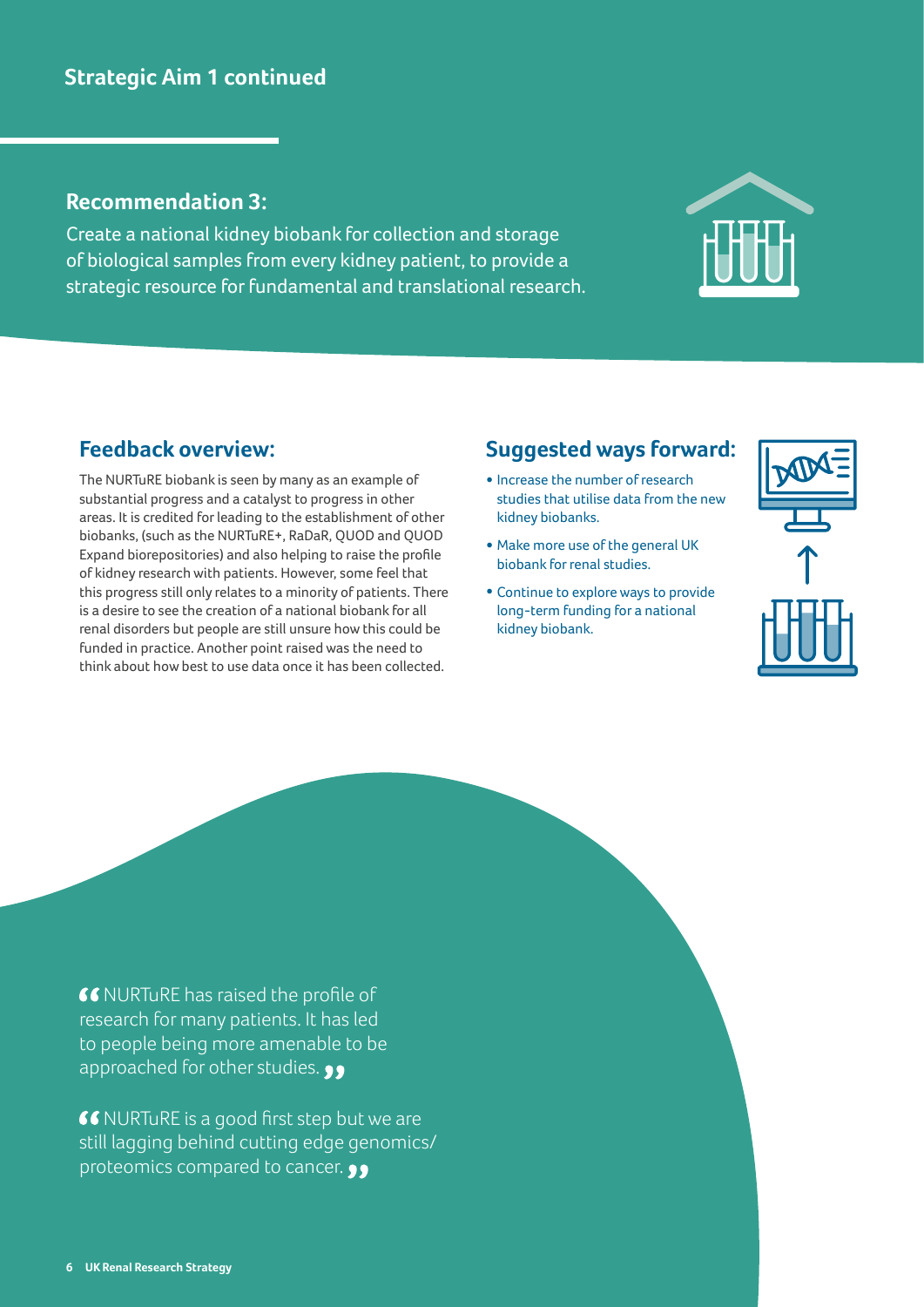## Strategic Aim 1 continued

### Recommendation 3:

Create a national kidney biobank for collection and storage of biological samples from every kidney patient, to provide a strategic resource for fundamental and translational research.

### Feedback overview:

The NURTuRE biobank is seen by many as an example of substantial progress and a catalyst to progress in other areas. It is credited for leading to the establishment of other biobanks, (such as the NURTuRE+, RaDaR, QUOD and QUOD Expand biorepositories) and also helping to raise the profile of kidney research with patients. However, some feel that this progress still only relates to a minority of patients. There is a desire to see the creation of a national biobank for all renal disorders but people are still unsure how this could be funded in practice. Another point raised was the need to think about how best to use data once it has been collected.

### Suggested ways forward:

- Increase the number of research studies that utilise data from the new kidney biobanks.
- Make more use of the general UK biobank for renal studies.
- Continue to explore ways to provide long-term funding for a national kidney biobank.

“NURTuRE has raised the profile of research for many patients. It has led to people being more amenable to be approached for other studies.”

“NURTuRE is a good first step but we are still lagging behind cutting edge genomics/ proteomics compared to cancer.”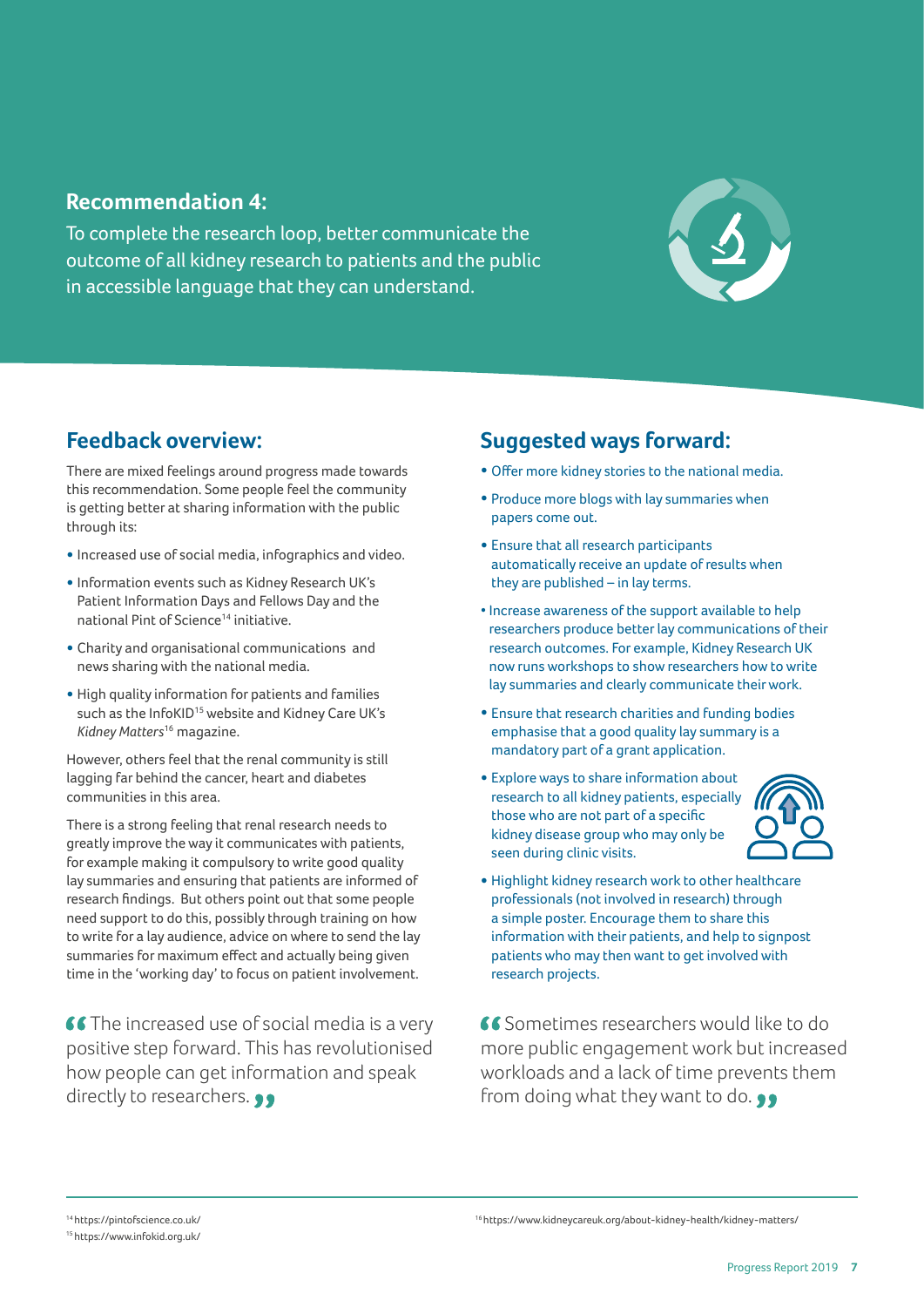## Recommendation 4:

To complete the research loop, better communicate the outcome of all kidney research to patients and the public in accessible language that they can understand.

## Feedback overview:

There are mixed feelings around progress made towards this recommendation. Some people feel the community is getting better at sharing information with the public through its:

- Increased use of social media, infographics and video.
- Information events such as Kidney Research UK's Patient Information Days and Fellows Day and the national Pint of Science[14] initiative.
- Charity and organisational communications and news sharing with the national media.
- High quality information for patients and families such as the InfoKID[15] website and Kidney Care UK's *Kidney Matters*[16] magazine.

However, others feel that the renal community is still lagging far behind the cancer, heart and diabetes communities in this area.

There is a strong feeling that renal research needs to greatly improve the way it communicates with patients, for example making it compulsory to write good quality lay summaries and ensuring that patients are informed of research findings. But others point out that some people need support to do this, possibly through training on how to write for a lay audience, advice on where to send the lay summaries for maximum effect and actually being given time in the 'working day' to focus on patient involvement.

> "The increased use of social media is a very positive step forward. This has revolutionised how people can get information and speak directly to researchers."

## Suggested ways forward:

- Offer more kidney stories to the national media.
- Produce more blogs with lay summaries when papers come out.
- Ensure that all research participants automatically receive an update of results when they are published – in lay terms.
- Increase awareness of the support available to help researchers produce better lay communications of their research outcomes. For example, Kidney Research UK now runs workshops to show researchers how to write lay summaries and clearly communicate their work.
- Ensure that research charities and funding bodies emphasise that a good quality lay summary is a mandatory part of a grant application.
- Explore ways to share information about research to all kidney patients, especially those who are not part of a specific kidney disease group who may only be seen during clinic visits.
- Highlight kidney research work to other healthcare professionals (not involved in research) through a simple poster. Encourage them to share this information with their patients, and help to signpost patients who may then want to get involved with research projects.

> "Sometimes researchers would like to do more public engagement work but increased workloads and a lack of time prevents them from doing what they want to do."

---

[14] https://pintofscience.co.uk/

[15] https://www.infokid.org.uk/

[16] https://www.kidneycareuk.org/about-kidney-health/kidney-matters/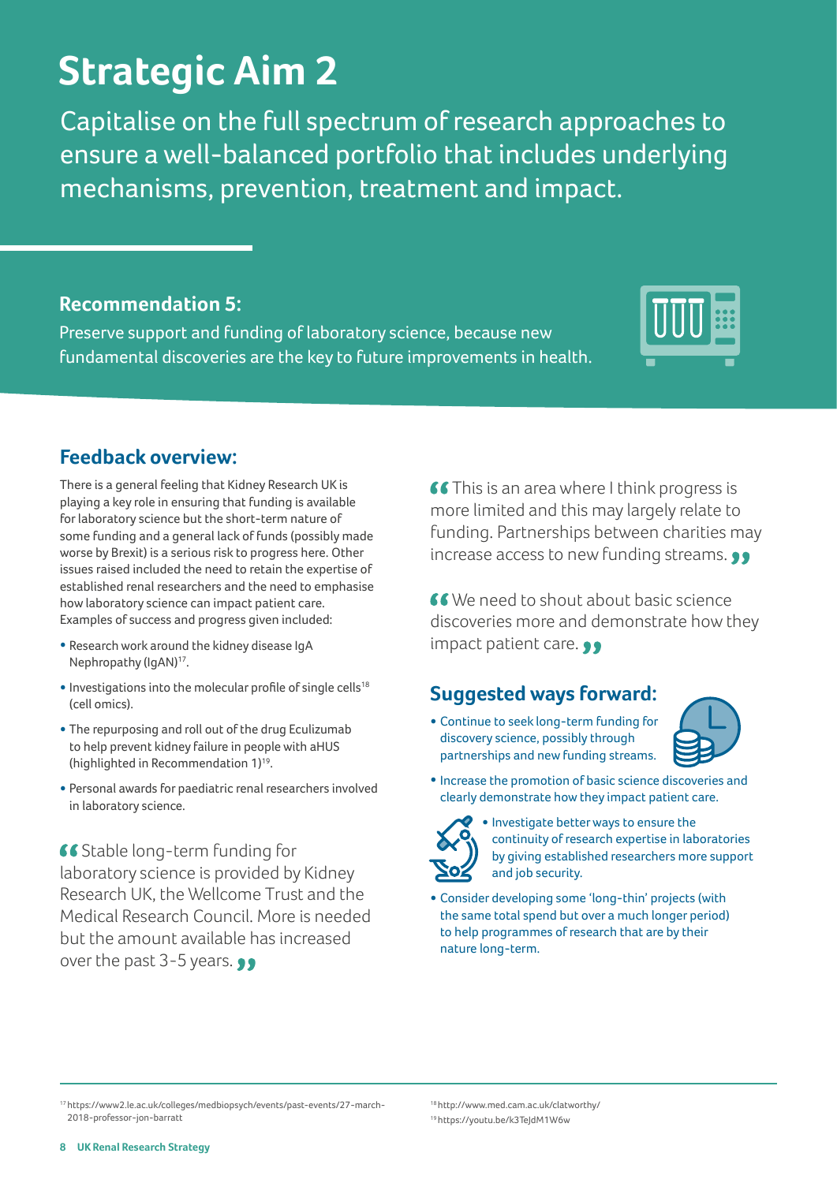# Strategic Aim 2

Capitalise on the full spectrum of research approaches to ensure a well-balanced portfolio that includes underlying mechanisms, prevention, treatment and impact.

### Recommendation 5:

Preserve support and funding of laboratory science, because new fundamental discoveries are the key to future improvements in health.

## Feedback overview:

There is a general feeling that Kidney Research UK is playing a key role in ensuring that funding is available for laboratory science but the short-term nature of some funding and a general lack of funds (possibly made worse by Brexit) is a serious risk to progress here. Other issues raised included the need to retain the expertise of established renal researchers and the need to emphasise how laboratory science can impact patient care. Examples of success and progress given included:

- Research work around the kidney disease IgA Nephropathy (IgAN)[17].
- Investigations into the molecular profile of single cells[18] (cell omics).
- The repurposing and roll out of the drug Eculizumab to help prevent kidney failure in people with aHUS (highlighted in Recommendation 1)[19].
- Personal awards for paediatric renal researchers involved in laboratory science.

> “Stable long-term funding for laboratory science is provided by Kidney Research UK, the Wellcome Trust and the Medical Research Council. More is needed but the amount available has increased over the past 3-5 years.”

> “This is an area where I think progress is more limited and this may largely relate to funding. Partnerships between charities may increase access to new funding streams.”

> “We need to shout about basic science discoveries more and demonstrate how they impact patient care.”

## Suggested ways forward:

- Continue to seek long-term funding for discovery science, possibly through partnerships and new funding streams.
- Increase the promotion of basic science discoveries and clearly demonstrate how they impact patient care.
- Investigate better ways to ensure the continuity of research expertise in laboratories by giving established researchers more support and job security.
- Consider developing some ‘long-thin’ projects (with the same total spend but over a much longer period) to help programmes of research that are by their nature long-term.

---

[17] https://www2.le.ac.uk/colleges/medbiopsych/events/past-events/27-march-2018-professor-jon-barratt

[18] http://www.med.cam.ac.uk/clatworthy/

[19] https://youtu.be/k3TeJdM1W6w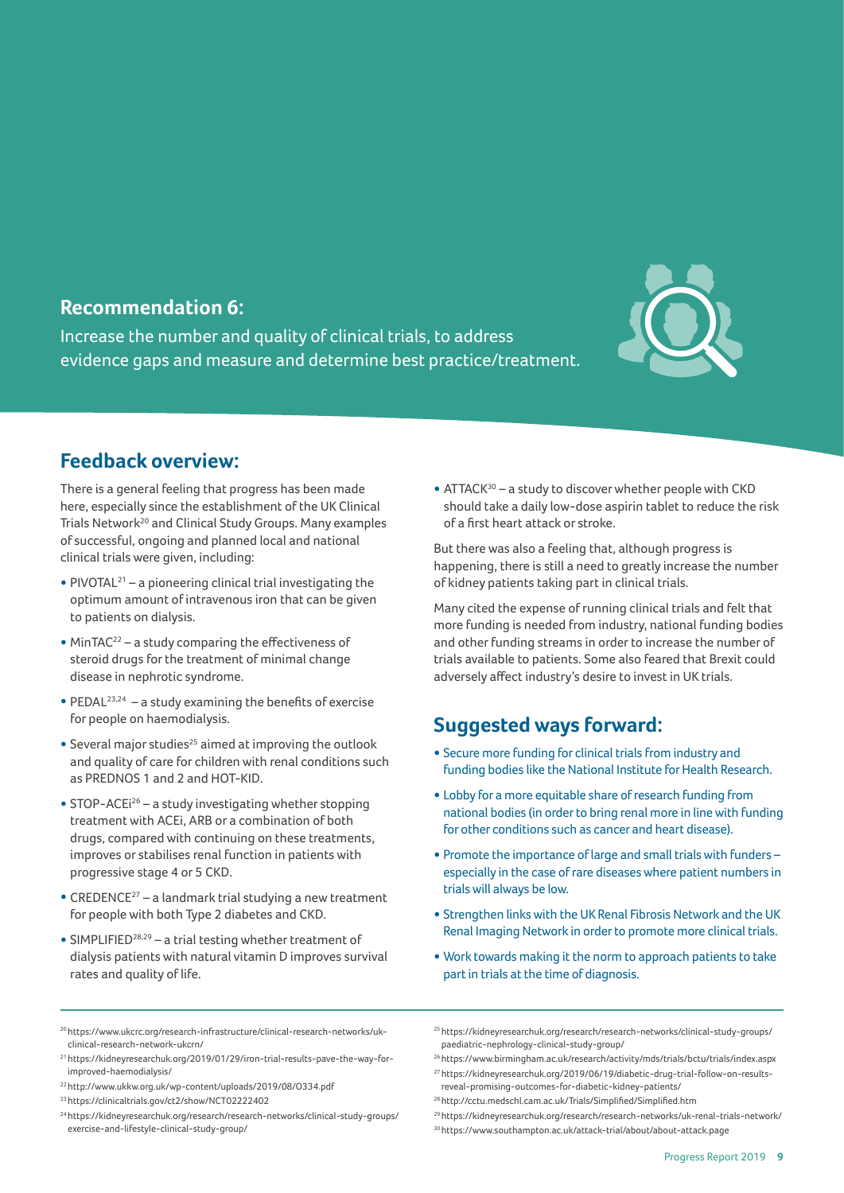## Recommendation 6:

Increase the number and quality of clinical trials, to address evidence gaps and measure and determine best practice/treatment.

## Feedback overview:

There is a general feeling that progress has been made here, especially since the establishment of the UK Clinical Trials Network[20] and Clinical Study Groups. Many examples of successful, ongoing and planned local and national clinical trials were given, including:

- PIVOTAL[21] – a pioneering clinical trial investigating the optimum amount of intravenous iron that can be given to patients on dialysis.
- MinTAC[22] – a study comparing the effectiveness of steroid drugs for the treatment of minimal change disease in nephrotic syndrome.
- PEDAL[23,24] – a study examining the benefits of exercise for people on haemodialysis.
- Several major studies[25] aimed at improving the outlook and quality of care for children with renal conditions such as PREDNOS 1 and 2 and HOT-KID.
- STOP-ACEi[26] – a study investigating whether stopping treatment with ACEi, ARB or a combination of both drugs, compared with continuing on these treatments, improves or stabilises renal function in patients with progressive stage 4 or 5 CKD.
- CREDENCE[27] – a landmark trial studying a new treatment for people with both Type 2 diabetes and CKD.
- SIMPLIFIED[28,29] – a trial testing whether treatment of dialysis patients with natural vitamin D improves survival rates and quality of life.
- ATTACK[30] – a study to discover whether people with CKD should take a daily low-dose aspirin tablet to reduce the risk of a first heart attack or stroke.

But there was also a feeling that, although progress is happening, there is still a need to greatly increase the number of kidney patients taking part in clinical trials.

Many cited the expense of running clinical trials and felt that more funding is needed from industry, national funding bodies and other funding streams in order to increase the number of trials available to patients. Some also feared that Brexit could adversely affect industry's desire to invest in UK trials.

## Suggested ways forward:

- Secure more funding for clinical trials from industry and funding bodies like the National Institute for Health Research.
- Lobby for a more equitable share of research funding from national bodies (in order to bring renal more in line with funding for other conditions such as cancer and heart disease).
- Promote the importance of large and small trials with funders – especially in the case of rare diseases where patient numbers in trials will always be low.
- Strengthen links with the UK Renal Fibrosis Network and the UK Renal Imaging Network in order to promote more clinical trials.
- Work towards making it the norm to approach patients to take part in trials at the time of diagnosis.

---

[20] https://www.ukcrc.org/research-infrastructure/clinical-research-networks/uk-clinical-research-network-ukcrn/

[21] https://kidneyresearchuk.org/2019/01/29/iron-trial-results-pave-the-way-for-improved-haemodialysis/

[22] http://www.ukkw.org.uk/wp-content/uploads/2019/08/O334.pdf

[23] https://clinicaltrials.gov/ct2/show/NCT02222402

[24] https://kidneyresearchuk.org/research/research-networks/clinical-study-groups/exercise-and-lifestyle-clinical-study-group/

[25] https://kidneyresearchuk.org/research/research-networks/clinical-study-groups/paediatric-nephrology-clinical-study-group/

[26] https://www.birmingham.ac.uk/research/activity/mds/trials/bctu/trials/index.aspx

[27] https://kidneyresearchuk.org/2019/06/19/diabetic-drug-trial-follow-on-results-reveal-promising-outcomes-for-diabetic-kidney-patients/

[28] http://cctu.medschl.cam.ac.uk/Trials/Simplified/Simplified.htm

[29] https://kidneyresearchuk.org/research/research-networks/uk-renal-trials-network/

[30] https://www.southampton.ac.uk/attack-trial/about/about-attack.page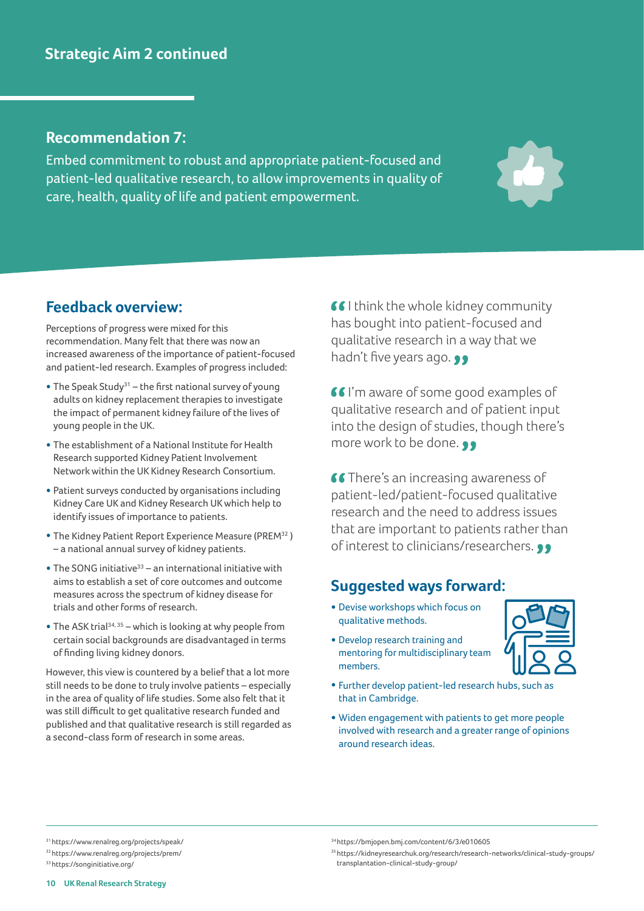## Strategic Aim 2 continued

### Recommendation 7:

Embed commitment to robust and appropriate patient-focused and patient-led qualitative research, to allow improvements in quality of care, health, quality of life and patient empowerment.

### Feedback overview:

Perceptions of progress were mixed for this recommendation. Many felt that there was now an increased awareness of the importance of patient-focused and patient-led research. Examples of progress included:

- The Speak Study[31] – the first national survey of young adults on kidney replacement therapies to investigate the impact of permanent kidney failure of the lives of young people in the UK.
- The establishment of a National Institute for Health Research supported Kidney Patient Involvement Network within the UK Kidney Research Consortium.
- Patient surveys conducted by organisations including Kidney Care UK and Kidney Research UK which help to identify issues of importance to patients.
- The Kidney Patient Report Experience Measure (PREM[32]) – a national annual survey of kidney patients.
- The SONG initiative[33] – an international initiative with aims to establish a set of core outcomes and outcome measures across the spectrum of kidney disease for trials and other forms of research.
- The ASK trial[34, 35] – which is looking at why people from certain social backgrounds are disadvantaged in terms of finding living kidney donors.

However, this view is countered by a belief that a lot more still needs to be done to truly involve patients – especially in the area of quality of life studies. Some also felt that it was still difficult to get qualitative research funded and published and that qualitative research is still regarded as a second-class form of research in some areas.

> "I think the whole kidney community has bought into patient-focused and qualitative research in a way that we hadn't five years ago."

> "I'm aware of some good examples of qualitative research and of patient input into the design of studies, though there's more work to be done."

> "There's an increasing awareness of patient-led/patient-focused qualitative research and the need to address issues that are important to patients rather than of interest to clinicians/researchers."

### Suggested ways forward:

- Devise workshops which focus on qualitative methods.
- Develop research training and mentoring for multidisciplinary team members.
- Further develop patient-led research hubs, such as that in Cambridge.
- Widen engagement with patients to get more people involved with research and a greater range of opinions around research ideas.

---

[31] https://www.renalreg.org/projects/speak/
[32] https://www.renalreg.org/projects/prem/
[33] https://songinitiative.org/
[34] https://bmjopen.bmj.com/content/6/3/e010605
[35] https://kidneyresearchuk.org/research/research-networks/clinical-study-groups/transplantation-clinical-study-group/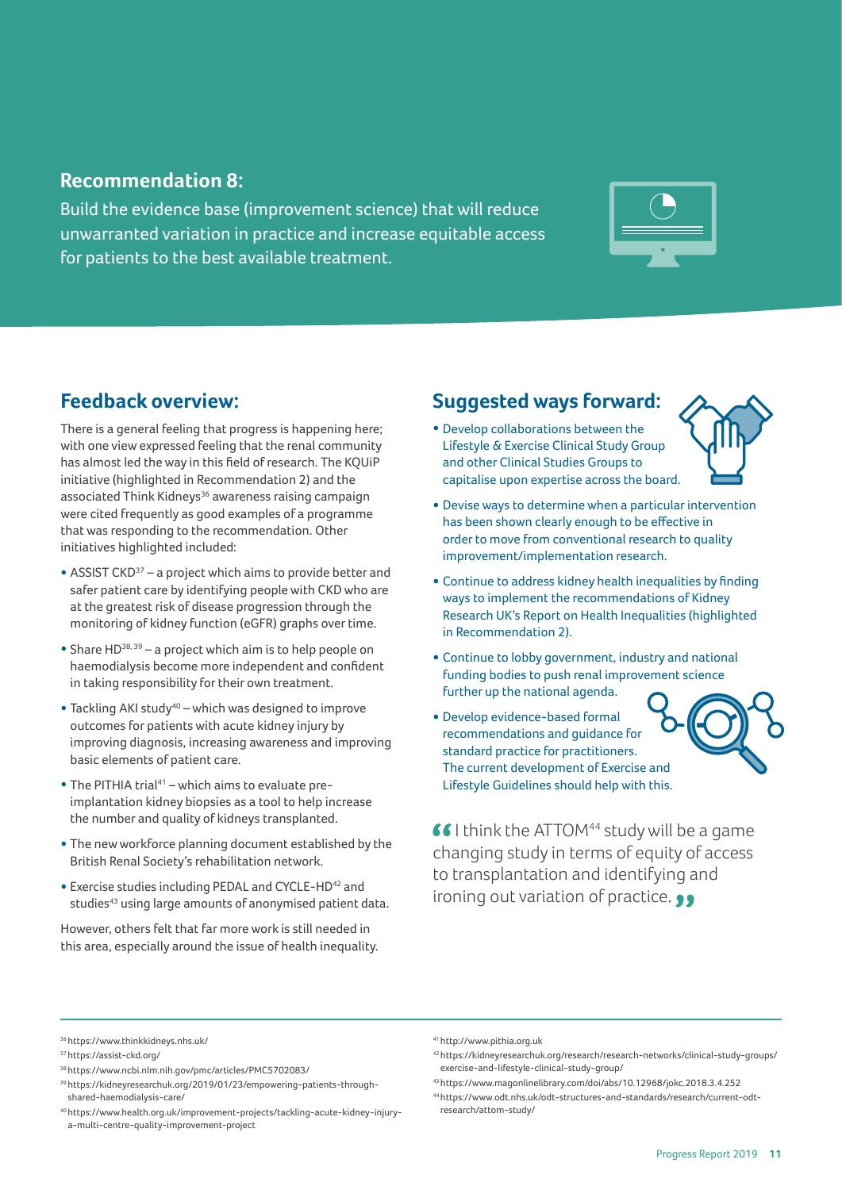## Recommendation 8:

Build the evidence base (improvement science) that will reduce unwarranted variation in practice and increase equitable access for patients to the best available treatment.

## Feedback overview:

There is a general feeling that progress is happening here; with one view expressed feeling that the renal community has almost led the way in this field of research. The KQUiP initiative (highlighted in Recommendation 2) and the associated Think Kidneys[36] awareness raising campaign were cited frequently as good examples of a programme that was responding to the recommendation. Other initiatives highlighted included:

- ASSIST CKD[37] – a project which aims to provide better and safer patient care by identifying people with CKD who are at the greatest risk of disease progression through the monitoring of kidney function (eGFR) graphs over time.
- Share HD[38, 39] – a project which aim is to help people on haemodialysis become more independent and confident in taking responsibility for their own treatment.
- Tackling AKI study[40] – which was designed to improve outcomes for patients with acute kidney injury by improving diagnosis, increasing awareness and improving basic elements of patient care.
- The PITHIA trial[41] – which aims to evaluate pre-implantation kidney biopsies as a tool to help increase the number and quality of kidneys transplanted.
- The new workforce planning document established by the British Renal Society's rehabilitation network.
- Exercise studies including PEDAL and CYCLE-HD[42] and studies[43] using large amounts of anonymised patient data.

However, others felt that far more work is still needed in this area, especially around the issue of health inequality.

## Suggested ways forward:

- Develop collaborations between the Lifestyle & Exercise Clinical Study Group and other Clinical Studies Groups to capitalise upon expertise across the board.
- Devise ways to determine when a particular intervention has been shown clearly enough to be effective in order to move from conventional research to quality improvement/implementation research.
- Continue to address kidney health inequalities by finding ways to implement the recommendations of Kidney Research UK's Report on Health Inequalities (highlighted in Recommendation 2).
- Continue to lobby government, industry and national funding bodies to push renal improvement science further up the national agenda.
- Develop evidence-based formal recommendations and guidance for standard practice for practitioners. The current development of Exercise and Lifestyle Guidelines should help with this.

> "I think the ATTOM[44] study will be a game changing study in terms of equity of access to transplantation and identifying and ironing out variation of practice."

---

[36] https://www.thinkkidneys.nhs.uk/
[37] https://assist-ckd.org/
[38] https://www.ncbi.nlm.nih.gov/pmc/articles/PMC5702083/
[39] https://kidneyresearchuk.org/2019/01/23/empowering-patients-through-shared-haemodialysis-care/
[40] https://www.health.org.uk/improvement-projects/tackling-acute-kidney-injury-a-multi-centre-quality-improvement-project
[41] http://www.pithia.org.uk
[42] https://kidneyresearchuk.org/research/research-networks/clinical-study-groups/exercise-and-lifestyle-clinical-study-group/
[43] https://www.magonlinelibrary.com/doi/abs/10.12968/jokc.2018.3.4.252
[44] https://www.odt.nhs.uk/odt-structures-and-standards/research/current-odt-research/attom-study/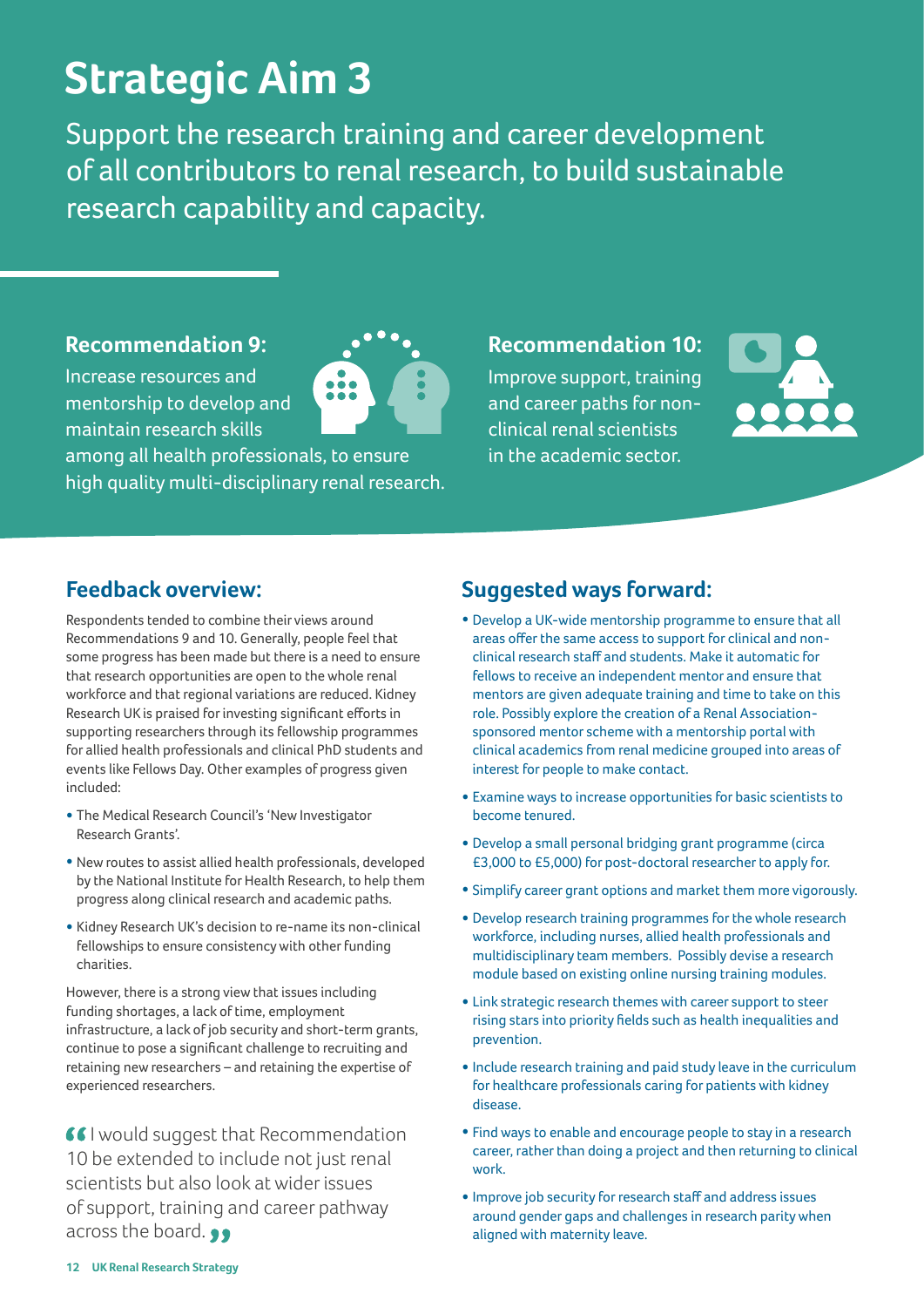# Strategic Aim 3

Support the research training and career development of all contributors to renal research, to build sustainable research capability and capacity.

### Recommendation 9:

Increase resources and mentorship to develop and maintain research skills among all health professionals, to ensure high quality multi-disciplinary renal research.

### Recommendation 10:

Improve support, training and career paths for non-clinical renal scientists in the academic sector.

## Feedback overview:

Respondents tended to combine their views around Recommendations 9 and 10. Generally, people feel that some progress has been made but there is a need to ensure that research opportunities are open to the whole renal workforce and that regional variations are reduced. Kidney Research UK is praised for investing significant efforts in supporting researchers through its fellowship programmes for allied health professionals and clinical PhD students and events like Fellows Day. Other examples of progress given included:

- The Medical Research Council's 'New Investigator Research Grants'.
- New routes to assist allied health professionals, developed by the National Institute for Health Research, to help them progress along clinical research and academic paths.
- Kidney Research UK's decision to re-name its non-clinical fellowships to ensure consistency with other funding charities.

However, there is a strong view that issues including funding shortages, a lack of time, employment infrastructure, a lack of job security and short-term grants, continue to pose a significant challenge to recruiting and retaining new researchers – and retaining the expertise of experienced researchers.

> "I would suggest that Recommendation 10 be extended to include not just renal scientists but also look at wider issues of support, training and career pathway across the board."

## Suggested ways forward:

- Develop a UK-wide mentorship programme to ensure that all areas offer the same access to support for clinical and non-clinical research staff and students. Make it automatic for fellows to receive an independent mentor and ensure that mentors are given adequate training and time to take on this role. Possibly explore the creation of a Renal Association-sponsored mentor scheme with a mentorship portal with clinical academics from renal medicine grouped into areas of interest for people to make contact.
- Examine ways to increase opportunities for basic scientists to become tenured.
- Develop a small personal bridging grant programme (circa £3,000 to £5,000) for post-doctoral researcher to apply for.
- Simplify career grant options and market them more vigorously.
- Develop research training programmes for the whole research workforce, including nurses, allied health professionals and multidisciplinary team members. Possibly devise a research module based on existing online nursing training modules.
- Link strategic research themes with career support to steer rising stars into priority fields such as health inequalities and prevention.
- Include research training and paid study leave in the curriculum for healthcare professionals caring for patients with kidney disease.
- Find ways to enable and encourage people to stay in a research career, rather than doing a project and then returning to clinical work.
- Improve job security for research staff and address issues around gender gaps and challenges in research parity when aligned with maternity leave.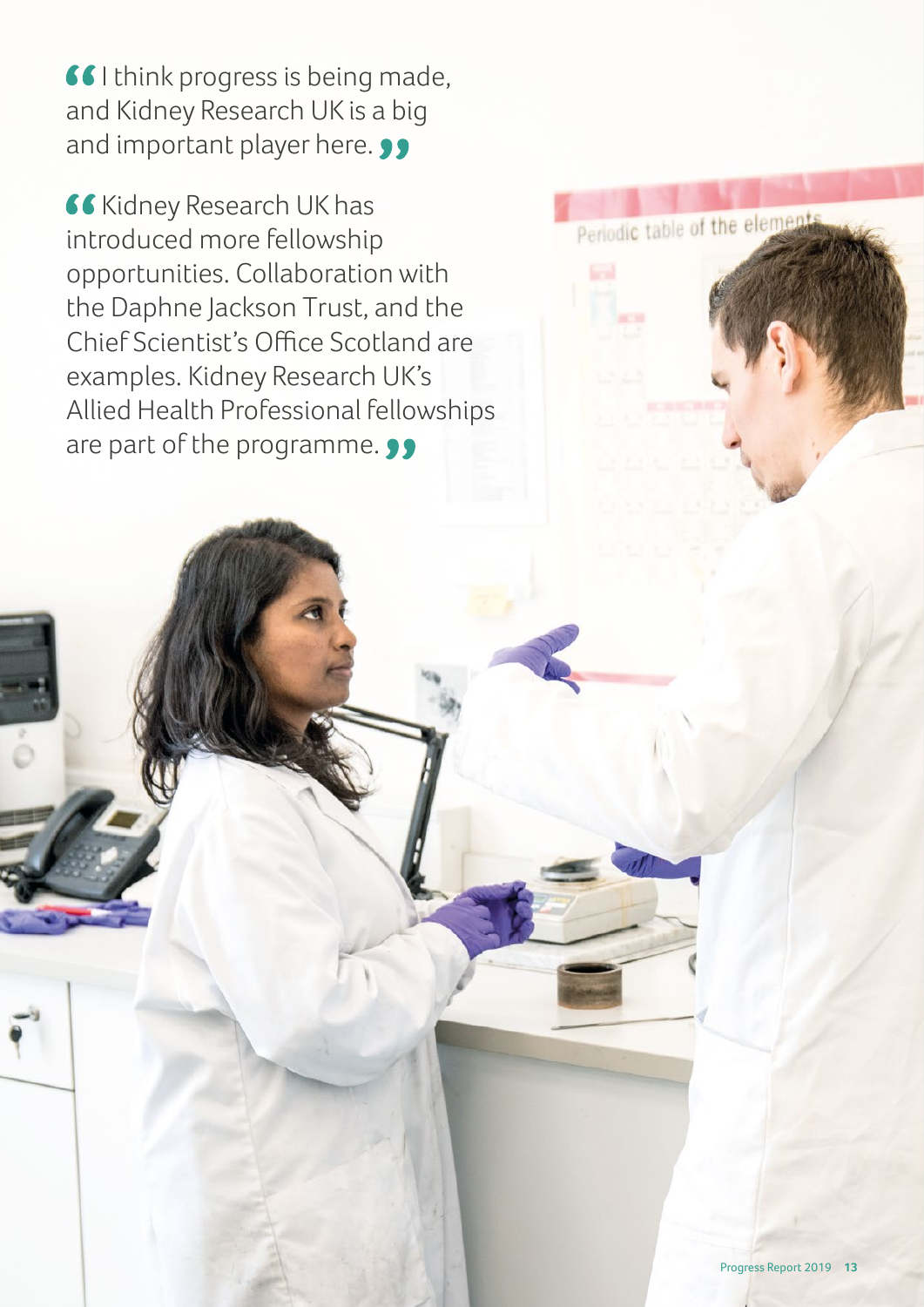“I think progress is being made, and Kidney Research UK is a big and important player here.”

“Kidney Research UK has introduced more fellowship opportunities. Collaboration with the Daphne Jackson Trust, and the Chief Scientist’s Office Scotland are examples. Kidney Research UK’s Allied Health Professional fellowships are part of the programme.”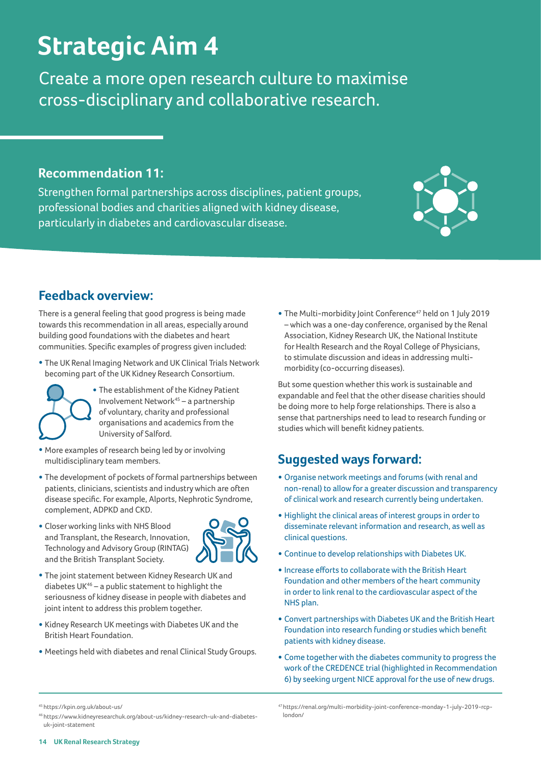# Strategic Aim 4

Create a more open research culture to maximise cross-disciplinary and collaborative research.

### Recommendation 11:

Strengthen formal partnerships across disciplines, patient groups, professional bodies and charities aligned with kidney disease, particularly in diabetes and cardiovascular disease.

## Feedback overview:

There is a general feeling that good progress is being made towards this recommendation in all areas, especially around building good foundations with the diabetes and heart communities. Specific examples of progress given included:

- The UK Renal Imaging Network and UK Clinical Trials Network becoming part of the UK Kidney Research Consortium.
- The establishment of the Kidney Patient Involvement Network[45] – a partnership of voluntary, charity and professional organisations and academics from the University of Salford.
- More examples of research being led by or involving multidisciplinary team members.
- The development of pockets of formal partnerships between patients, clinicians, scientists and industry which are often disease specific. For example, Alports, Nephrotic Syndrome, complement, ADPKD and CKD.
- Closer working links with NHS Blood and Transplant, the Research, Innovation, Technology and Advisory Group (RINTAG) and the British Transplant Society.
- The joint statement between Kidney Research UK and diabetes UK[46] – a public statement to highlight the seriousness of kidney disease in people with diabetes and joint intent to address this problem together.
- Kidney Research UK meetings with Diabetes UK and the British Heart Foundation.
- Meetings held with diabetes and renal Clinical Study Groups.
- The Multi-morbidity Joint Conference[47] held on 1 July 2019 – which was a one-day conference, organised by the Renal Association, Kidney Research UK, the National Institute for Health Research and the Royal College of Physicians, to stimulate discussion and ideas in addressing multi-morbidity (co-occurring diseases).

But some question whether this work is sustainable and expandable and feel that the other disease charities should be doing more to help forge relationships. There is also a sense that partnerships need to lead to research funding or studies which will benefit kidney patients.

## Suggested ways forward:

- Organise network meetings and forums (with renal and non-renal) to allow for a greater discussion and transparency of clinical work and research currently being undertaken.
- Highlight the clinical areas of interest groups in order to disseminate relevant information and research, as well as clinical questions.
- Continue to develop relationships with Diabetes UK.
- Increase efforts to collaborate with the British Heart Foundation and other members of the heart community in order to link renal to the cardiovascular aspect of the NHS plan.
- Convert partnerships with Diabetes UK and the British Heart Foundation into research funding or studies which benefit patients with kidney disease.
- Come together with the diabetes community to progress the work of the CREDENCE trial (highlighted in Recommendation 6) by seeking urgent NICE approval for the use of new drugs.

---

[45] https://kpin.org.uk/about-us/

[46] https://www.kidneyresearchuk.org/about-us/kidney-research-uk-and-diabetes-uk-joint-statement

[47] https://renal.org/multi-morbidity-joint-conference-monday-1-july-2019-rcp-london/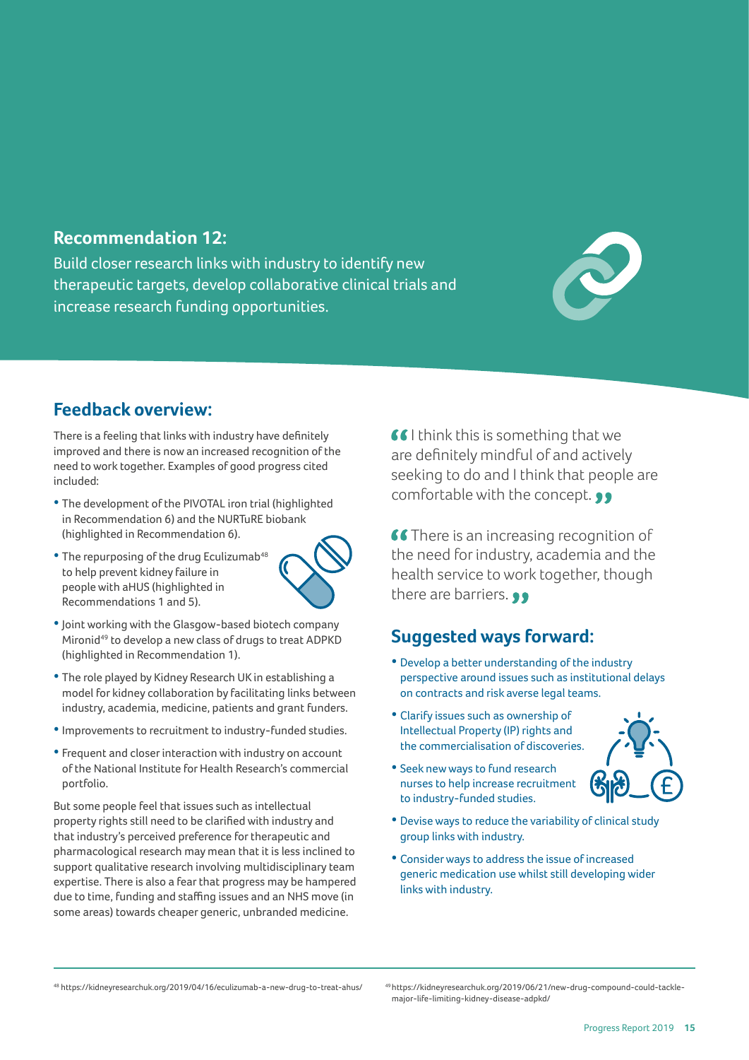## Recommendation 12:

Build closer research links with industry to identify new therapeutic targets, develop collaborative clinical trials and increase research funding opportunities.

### Feedback overview:

There is a feeling that links with industry have definitely improved and there is now an increased recognition of the need to work together. Examples of good progress cited included:

- The development of the PIVOTAL iron trial (highlighted in Recommendation 6) and the NURTuRE biobank (highlighted in Recommendation 6).
- The repurposing of the drug Eculizumab[48] to help prevent kidney failure in people with aHUS (highlighted in Recommendations 1 and 5).
- Joint working with the Glasgow-based biotech company Mironid[49] to develop a new class of drugs to treat ADPKD (highlighted in Recommendation 1).
- The role played by Kidney Research UK in establishing a model for kidney collaboration by facilitating links between industry, academia, medicine, patients and grant funders.
- Improvements to recruitment to industry-funded studies.
- Frequent and closer interaction with industry on account of the National Institute for Health Research's commercial portfolio.

But some people feel that issues such as intellectual property rights still need to be clarified with industry and that industry's perceived preference for therapeutic and pharmacological research may mean that it is less inclined to support qualitative research involving multidisciplinary team expertise. There is also a fear that progress may be hampered due to time, funding and staffing issues and an NHS move (in some areas) towards cheaper generic, unbranded medicine.

> "I think this is something that we are definitely mindful of and actively seeking to do and I think that people are comfortable with the concept."

> "There is an increasing recognition of the need for industry, academia and the health service to work together, though there are barriers."

### Suggested ways forward:

- Develop a better understanding of the industry perspective around issues such as institutional delays on contracts and risk averse legal teams.
- Clarify issues such as ownership of Intellectual Property (IP) rights and the commercialisation of discoveries.
- Seek new ways to fund research nurses to help increase recruitment to industry-funded studies.
- Devise ways to reduce the variability of clinical study group links with industry.
- Consider ways to address the issue of increased generic medication use whilst still developing wider links with industry.

---

[48] https://kidneyresearchuk.org/2019/04/16/eculizumab-a-new-drug-to-treat-ahus/

[49] https://kidneyresearchuk.org/2019/06/21/new-drug-compound-could-tackle-major-life-limiting-kidney-disease-adpkd/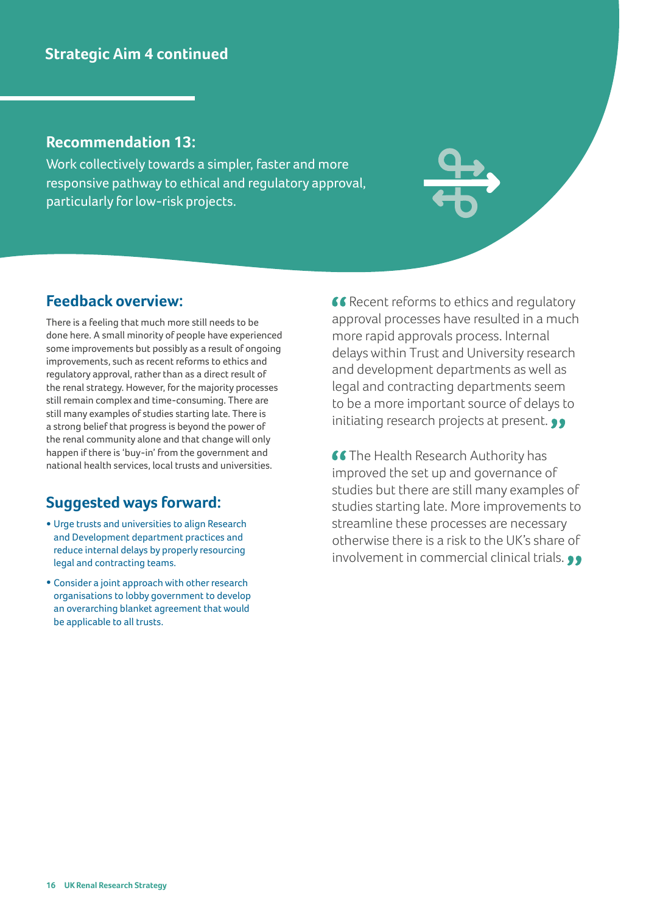## Strategic Aim 4 continued

### Recommendation 13:

Work collectively towards a simpler, faster and more responsive pathway to ethical and regulatory approval, particularly for low-risk projects.

### Feedback overview:

There is a feeling that much more still needs to be done here. A small minority of people have experienced some improvements but possibly as a result of ongoing improvements, such as recent reforms to ethics and regulatory approval, rather than as a direct result of the renal strategy. However, for the majority processes still remain complex and time-consuming. There are still many examples of studies starting late. There is a strong belief that progress is beyond the power of the renal community alone and that change will only happen if there is 'buy-in' from the government and national health services, local trusts and universities.

### Suggested ways forward:

- Urge trusts and universities to align Research and Development department practices and reduce internal delays by properly resourcing legal and contracting teams.
- Consider a joint approach with other research organisations to lobby government to develop an overarching blanket agreement that would be applicable to all trusts.

“Recent reforms to ethics and regulatory approval processes have resulted in a much more rapid approvals process. Internal delays within Trust and University research and development departments as well as legal and contracting departments seem to be a more important source of delays to initiating research projects at present.”

“The Health Research Authority has improved the set up and governance of studies but there are still many examples of studies starting late. More improvements to streamline these processes are necessary otherwise there is a risk to the UK's share of involvement in commercial clinical trials.”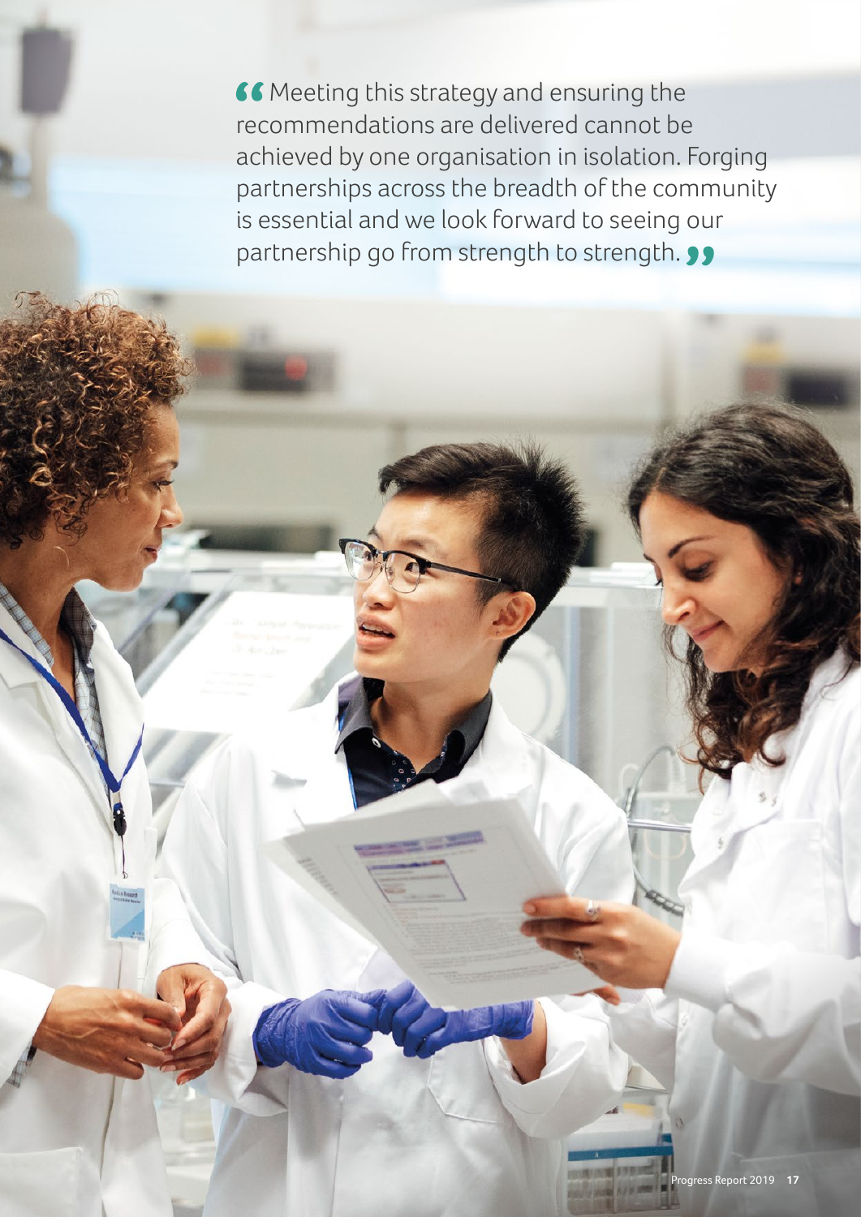> "Meeting this strategy and ensuring the recommendations are delivered cannot be achieved by one organisation in isolation. Forging partnerships across the breadth of the community is essential and we look forward to seeing our partnership go from strength to strength."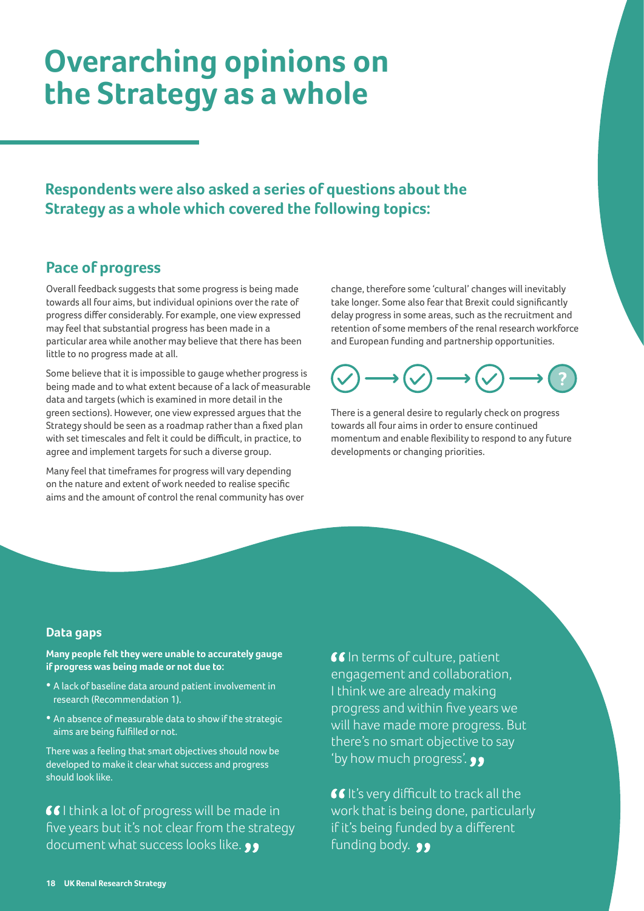# Overarching opinions on the Strategy as a whole

**Respondents were also asked a series of questions about the Strategy as a whole which covered the following topics:**

## Pace of progress

Overall feedback suggests that some progress is being made towards all four aims, but individual opinions over the rate of progress differ considerably. For example, one view expressed may feel that substantial progress has been made in a particular area while another may believe that there has been little to no progress made at all.

Some believe that it is impossible to gauge whether progress is being made and to what extent because of a lack of measurable data and targets (which is examined in more detail in the green sections). However, one view expressed argues that the Strategy should be seen as a roadmap rather than a fixed plan with set timescales and felt it could be difficult, in practice, to agree and implement targets for such a diverse group.

Many feel that timeframes for progress will vary depending on the nature and extent of work needed to realise specific aims and the amount of control the renal community has over change, therefore some 'cultural' changes will inevitably take longer. Some also fear that Brexit could significantly delay progress in some areas, such as the recruitment and retention of some members of the renal research workforce and European funding and partnership opportunities.

There is a general desire to regularly check on progress towards all four aims in order to ensure continued momentum and enable flexibility to respond to any future developments or changing priorities.

### Data gaps

**Many people felt they were unable to accurately gauge if progress was being made or not due to:**

- A lack of baseline data around patient involvement in research (Recommendation 1).
- An absence of measurable data to show if the strategic aims are being fulfilled or not.

There was a feeling that smart objectives should now be developed to make it clear what success and progress should look like.

> "I think a lot of progress will be made in five years but it's not clear from the strategy document what success looks like."

> "In terms of culture, patient engagement and collaboration, I think we are already making progress and within five years we will have made more progress. But there's no smart objective to say 'by how much progress'."

> "It's very difficult to track all the work that is being done, particularly if it's being funded by a different funding body."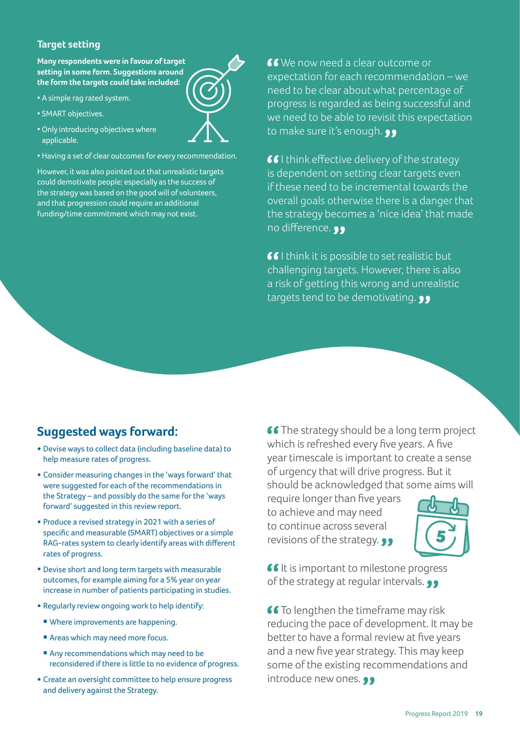## Target setting

**Many respondents were in favour of target setting in some form. Suggestions around the form the targets could take included:**

- A simple rag rated system.
- SMART objectives.
- Only introducing objectives where applicable.
- Having a set of clear outcomes for every recommendation.

However, it was also pointed out that unrealistic targets could demotivate people; especially as the success of the strategy was based on the good will of volunteers, and that progression could require an additional funding/time commitment which may not exist.

> “We now need a clear outcome or expectation for each recommendation – we need to be clear about what percentage of progress is regarded as being successful and we need to be able to revisit this expectation to make sure it's enough.”

> “I think effective delivery of the strategy is dependent on setting clear targets even if these need to be incremental towards the overall goals otherwise there is a danger that the strategy becomes a 'nice idea' that made no difference.”

> “I think it is possible to set realistic but challenging targets. However, there is also a risk of getting this wrong and unrealistic targets tend to be demotivating.”

## Suggested ways forward:

- Devise ways to collect data (including baseline data) to help measure rates of progress.
- Consider measuring changes in the 'ways forward' that were suggested for each of the recommendations in the Strategy – and possibly do the same for the 'ways forward' suggested in this review report.
- Produce a revised strategy in 2021 with a series of specific and measurable (SMART) objectives or a simple RAG-rates system to clearly identify areas with different rates of progress.
- Devise short and long term targets with measurable outcomes, for example aiming for a 5% year on year increase in number of patients participating in studies.
- Regularly review ongoing work to help identify:
  - Where improvements are happening.
  - Areas which may need more focus.
  - Any recommendations which may need to be reconsidered if there is little to no evidence of progress.
- Create an oversight committee to help ensure progress and delivery against the Strategy.

> “The strategy should be a long term project which is refreshed every five years. A five year timescale is important to create a sense of urgency that will drive progress. But it should be acknowledged that some aims will require longer than five years to achieve and may need to continue across several revisions of the strategy.”

> “It is important to milestone progress of the strategy at regular intervals.”

> “To lengthen the timeframe may risk reducing the pace of development. It may be better to have a formal review at five years and a new five year strategy. This may keep some of the existing recommendations and introduce new ones.”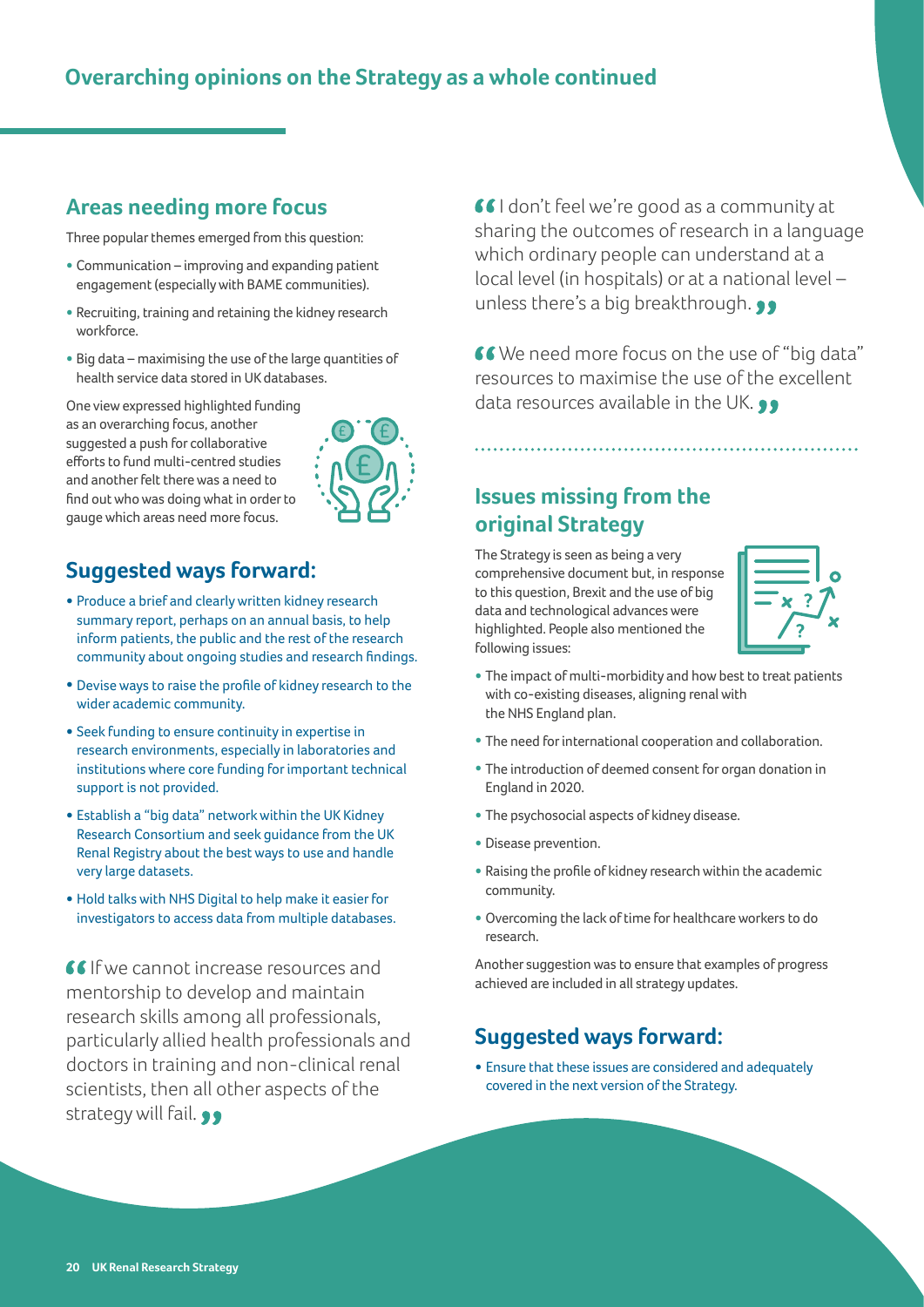## Overarching opinions on the Strategy as a whole continued

### Areas needing more focus

Three popular themes emerged from this question:

- Communication – improving and expanding patient engagement (especially with BAME communities).
- Recruiting, training and retaining the kidney research workforce.
- Big data – maximising the use of the large quantities of health service data stored in UK databases.

One view expressed highlighted funding as an overarching focus, another suggested a push for collaborative efforts to fund multi-centred studies and another felt there was a need to find out who was doing what in order to gauge which areas need more focus.

### Suggested ways forward:

- Produce a brief and clearly written kidney research summary report, perhaps on an annual basis, to help inform patients, the public and the rest of the research community about ongoing studies and research findings.
- Devise ways to raise the profile of kidney research to the wider academic community.
- Seek funding to ensure continuity in expertise in research environments, especially in laboratories and institutions where core funding for important technical support is not provided.
- Establish a "big data" network within the UK Kidney Research Consortium and seek guidance from the UK Renal Registry about the best ways to use and handle very large datasets.
- Hold talks with NHS Digital to help make it easier for investigators to access data from multiple databases.

> "If we cannot increase resources and mentorship to develop and maintain research skills among all professionals, particularly allied health professionals and doctors in training and non-clinical renal scientists, then all other aspects of the strategy will fail."

> "I don't feel we're good as a community at sharing the outcomes of research in a language which ordinary people can understand at a local level (in hospitals) or at a national level – unless there's a big breakthrough."

> "We need more focus on the use of "big data" resources to maximise the use of the excellent data resources available in the UK."

### Issues missing from the original Strategy

The Strategy is seen as being a very comprehensive document but, in response to this question, Brexit and the use of big data and technological advances were highlighted. People also mentioned the following issues:

- The impact of multi-morbidity and how best to treat patients with co-existing diseases, aligning renal with the NHS England plan.
- The need for international cooperation and collaboration.
- The introduction of deemed consent for organ donation in England in 2020.
- The psychosocial aspects of kidney disease.
- Disease prevention.
- Raising the profile of kidney research within the academic community.
- Overcoming the lack of time for healthcare workers to do research.

Another suggestion was to ensure that examples of progress achieved are included in all strategy updates.

### Suggested ways forward:

- Ensure that these issues are considered and adequately covered in the next version of the Strategy.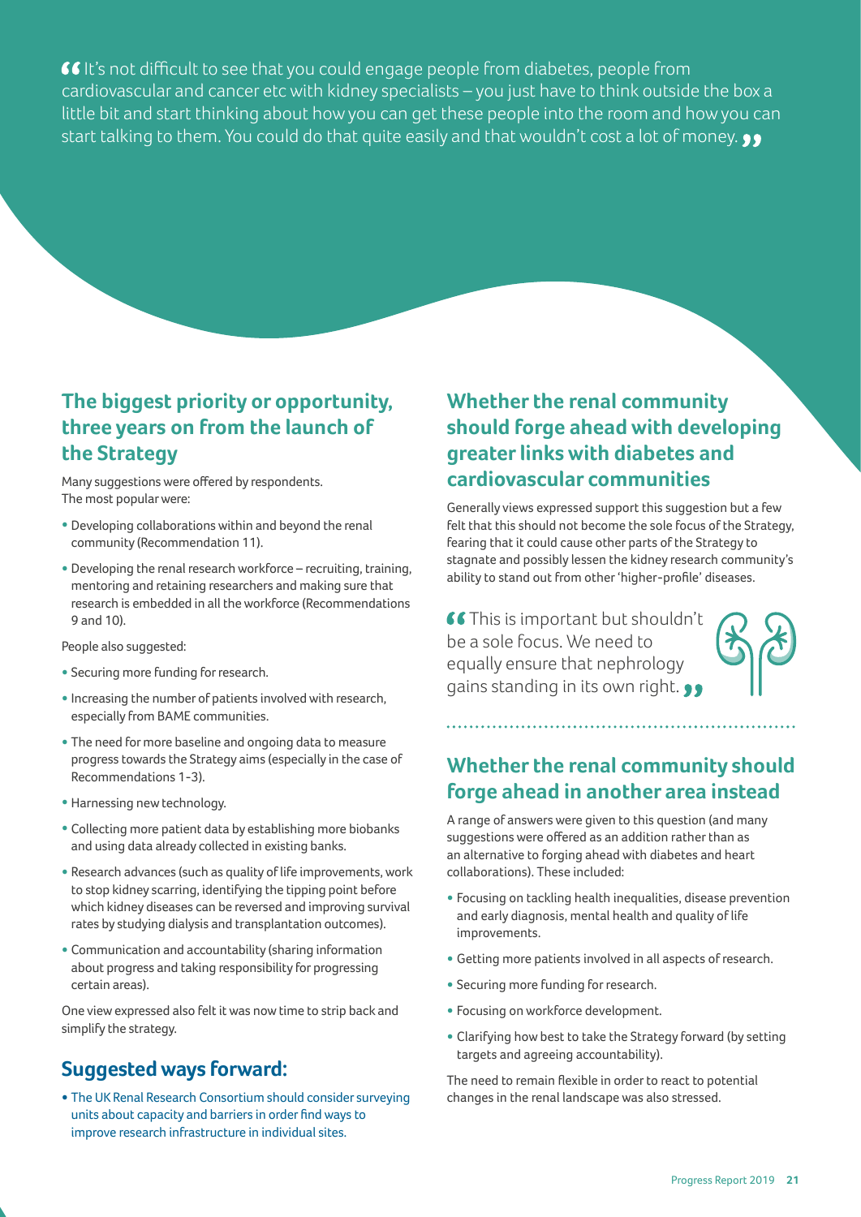"It's not difficult to see that you could engage people from diabetes, people from cardiovascular and cancer etc with kidney specialists – you just have to think outside the box a little bit and start thinking about how you can get these people into the room and how you can start talking to them. You could do that quite easily and that wouldn't cost a lot of money."

## The biggest priority or opportunity, three years on from the launch of the Strategy

Many suggestions were offered by respondents. The most popular were:

- Developing collaborations within and beyond the renal community (Recommendation 11).
- Developing the renal research workforce – recruiting, training, mentoring and retaining researchers and making sure that research is embedded in all the workforce (Recommendations 9 and 10).

People also suggested:

- Securing more funding for research.
- Increasing the number of patients involved with research, especially from BAME communities.
- The need for more baseline and ongoing data to measure progress towards the Strategy aims (especially in the case of Recommendations 1-3).
- Harnessing new technology.
- Collecting more patient data by establishing more biobanks and using data already collected in existing banks.
- Research advances (such as quality of life improvements, work to stop kidney scarring, identifying the tipping point before which kidney diseases can be reversed and improving survival rates by studying dialysis and transplantation outcomes).
- Communication and accountability (sharing information about progress and taking responsibility for progressing certain areas).

One view expressed also felt it was now time to strip back and simplify the strategy.

## Suggested ways forward:

- The UK Renal Research Consortium should consider surveying units about capacity and barriers in order find ways to improve research infrastructure in individual sites.

## Whether the renal community should forge ahead with developing greater links with diabetes and cardiovascular communities

Generally views expressed support this suggestion but a few felt that this should not become the sole focus of the Strategy, fearing that it could cause other parts of the Strategy to stagnate and possibly lessen the kidney research community's ability to stand out from other 'higher-profile' diseases.

"This is important but shouldn't be a sole focus. We need to equally ensure that nephrology gains standing in its own right."

## Whether the renal community should forge ahead in another area instead

A range of answers were given to this question (and many suggestions were offered as an addition rather than as an alternative to forging ahead with diabetes and heart collaborations). These included:

- Focusing on tackling health inequalities, disease prevention and early diagnosis, mental health and quality of life improvements.
- Getting more patients involved in all aspects of research.
- Securing more funding for research.
- Focusing on workforce development.
- Clarifying how best to take the Strategy forward (by setting targets and agreeing accountability).

The need to remain flexible in order to react to potential changes in the renal landscape was also stressed.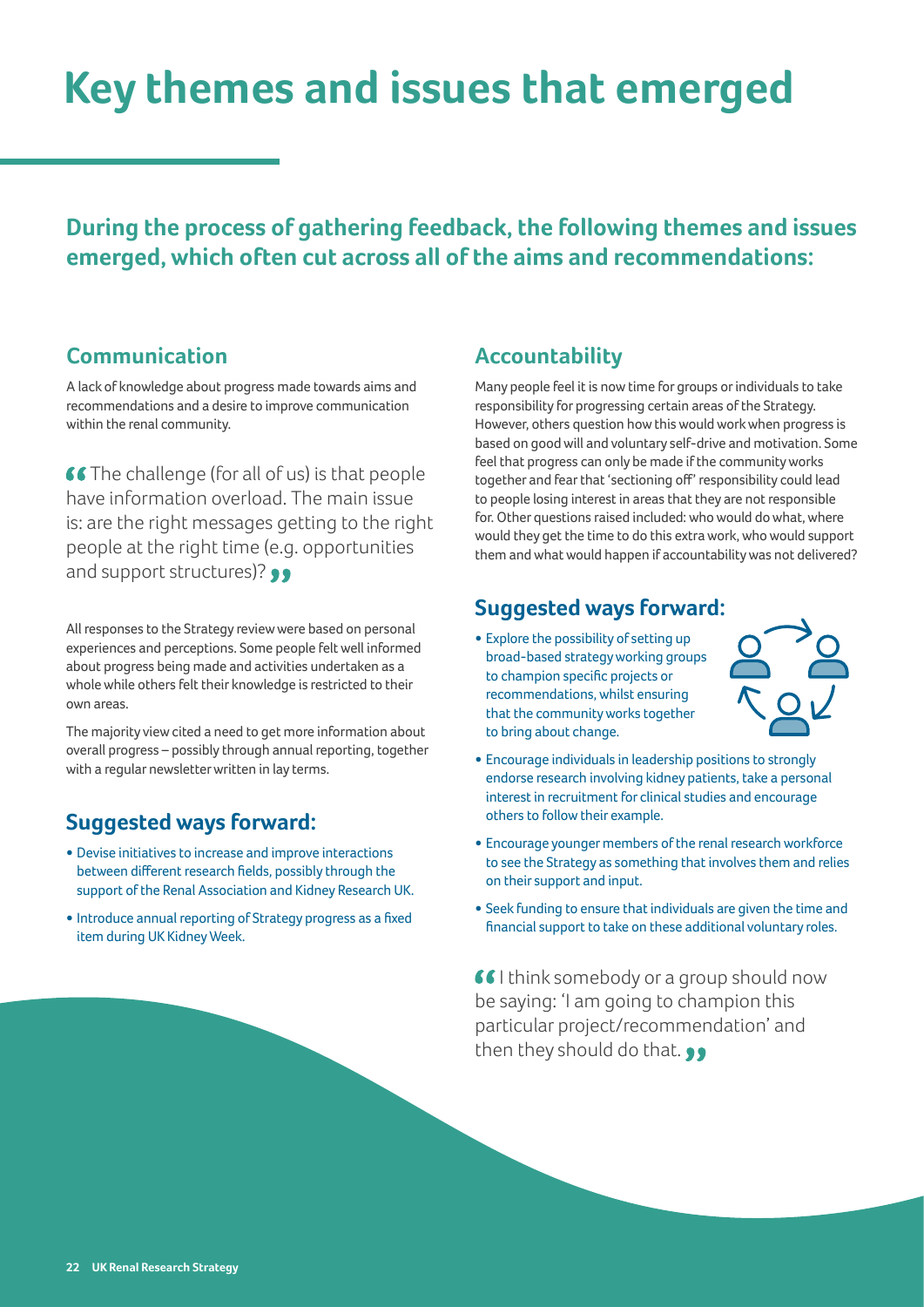# Key themes and issues that emerged

**During the process of gathering feedback, the following themes and issues emerged, which often cut across all of the aims and recommendations:**

## Communication

A lack of knowledge about progress made towards aims and recommendations and a desire to improve communication within the renal community.

> “The challenge (for all of us) is that people have information overload. The main issue is: are the right messages getting to the right people at the right time (e.g. opportunities and support structures)?”

All responses to the Strategy review were based on personal experiences and perceptions. Some people felt well informed about progress being made and activities undertaken as a whole while others felt their knowledge is restricted to their own areas.

The majority view cited a need to get more information about overall progress – possibly through annual reporting, together with a regular newsletter written in lay terms.

### Suggested ways forward:

- Devise initiatives to increase and improve interactions between different research fields, possibly through the support of the Renal Association and Kidney Research UK.
- Introduce annual reporting of Strategy progress as a fixed item during UK Kidney Week.

## Accountability

Many people feel it is now time for groups or individuals to take responsibility for progressing certain areas of the Strategy. However, others question how this would work when progress is based on good will and voluntary self-drive and motivation. Some feel that progress can only be made if the community works together and fear that 'sectioning off' responsibility could lead to people losing interest in areas that they are not responsible for. Other questions raised included: who would do what, where would they get the time to do this extra work, who would support them and what would happen if accountability was not delivered?

### Suggested ways forward:

- Explore the possibility of setting up broad-based strategy working groups to champion specific projects or recommendations, whilst ensuring that the community works together to bring about change.
- Encourage individuals in leadership positions to strongly endorse research involving kidney patients, take a personal interest in recruitment for clinical studies and encourage others to follow their example.
- Encourage younger members of the renal research workforce to see the Strategy as something that involves them and relies on their support and input.
- Seek funding to ensure that individuals are given the time and financial support to take on these additional voluntary roles.

> “I think somebody or a group should now be saying: 'I am going to champion this particular project/recommendation' and then they should do that.”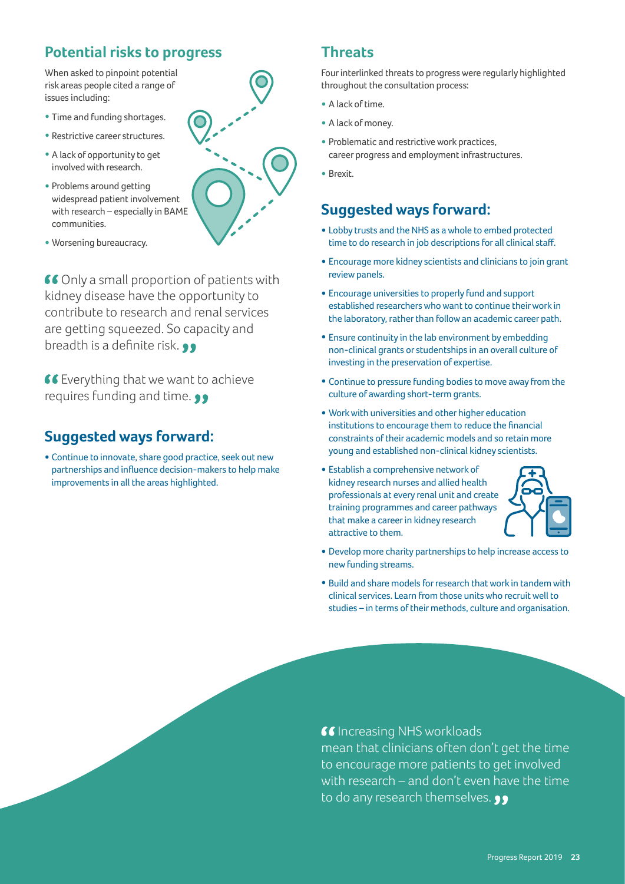## Potential risks to progress

When asked to pinpoint potential risk areas people cited a range of issues including:

- Time and funding shortages.
- Restrictive career structures.
- A lack of opportunity to get involved with research.
- Problems around getting widespread patient involvement with research – especially in BAME communities.
- Worsening bureaucracy.

“Only a small proportion of patients with kidney disease have the opportunity to contribute to research and renal services are getting squeezed. So capacity and breadth is a definite risk.”

“Everything that we want to achieve requires funding and time.”

## Suggested ways forward:

- Continue to innovate, share good practice, seek out new partnerships and influence decision-makers to help make improvements in all the areas highlighted.

## Threats

Four interlinked threats to progress were regularly highlighted throughout the consultation process:

- A lack of time.
- A lack of money.
- Problematic and restrictive work practices, career progress and employment infrastructures.
- Brexit.

## Suggested ways forward:

- Lobby trusts and the NHS as a whole to embed protected time to do research in job descriptions for all clinical staff.
- Encourage more kidney scientists and clinicians to join grant review panels.
- Encourage universities to properly fund and support established researchers who want to continue their work in the laboratory, rather than follow an academic career path.
- Ensure continuity in the lab environment by embedding non-clinical grants or studentships in an overall culture of investing in the preservation of expertise.
- Continue to pressure funding bodies to move away from the culture of awarding short-term grants.
- Work with universities and other higher education institutions to encourage them to reduce the financial constraints of their academic models and so retain more young and established non-clinical kidney scientists.
- Establish a comprehensive network of kidney research nurses and allied health professionals at every renal unit and create training programmes and career pathways that make a career in kidney research attractive to them.
- Develop more charity partnerships to help increase access to new funding streams.
- Build and share models for research that work in tandem with clinical services. Learn from those units who recruit well to studies – in terms of their methods, culture and organisation.

“Increasing NHS workloads mean that clinicians often don’t get the time to encourage more patients to get involved with research – and don’t even have the time to do any research themselves.”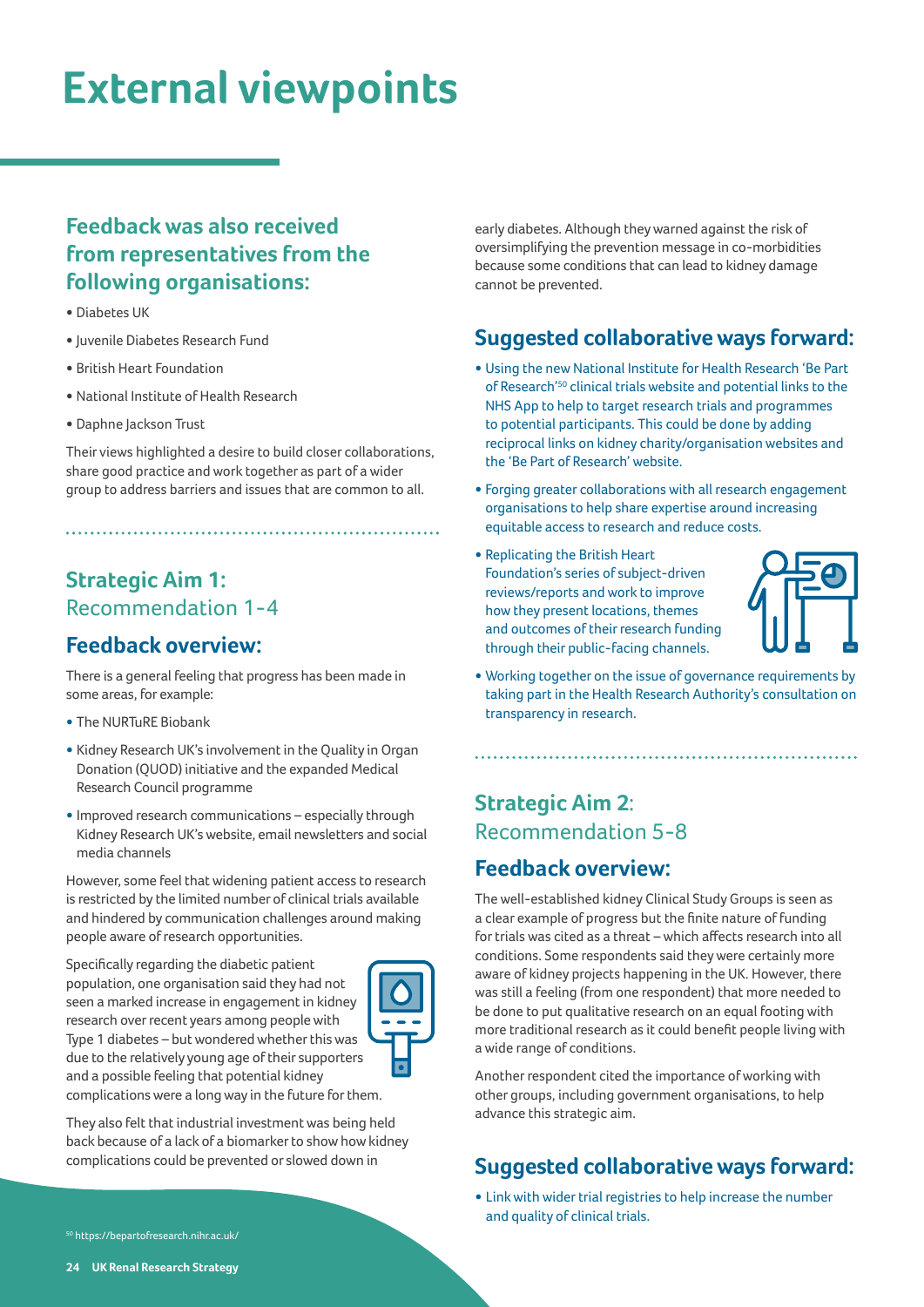# External viewpoints

## Feedback was also received from representatives from the following organisations:

- Diabetes UK
- Juvenile Diabetes Research Fund
- British Heart Foundation
- National Institute of Health Research
- Daphne Jackson Trust

Their views highlighted a desire to build closer collaborations, share good practice and work together as part of a wider group to address barriers and issues that are common to all.

## Strategic Aim 1: Recommendation 1-4

### Feedback overview:

There is a general feeling that progress has been made in some areas, for example:

- The NURTuRE Biobank
- Kidney Research UK's involvement in the Quality in Organ Donation (QUOD) initiative and the expanded Medical Research Council programme
- Improved research communications – especially through Kidney Research UK's website, email newsletters and social media channels

However, some feel that widening patient access to research is restricted by the limited number of clinical trials available and hindered by communication challenges around making people aware of research opportunities.

Specifically regarding the diabetic patient population, one organisation said they had not seen a marked increase in engagement in kidney research over recent years among people with Type 1 diabetes – but wondered whether this was due to the relatively young age of their supporters and a possible feeling that potential kidney complications were a long way in the future for them.

They also felt that industrial investment was being held back because of a lack of a biomarker to show how kidney complications could be prevented or slowed down in early diabetes. Although they warned against the risk of oversimplifying the prevention message in co-morbidities because some conditions that can lead to kidney damage cannot be prevented.

### Suggested collaborative ways forward:

- Using the new National Institute for Health Research 'Be Part of Research'[50] clinical trials website and potential links to the NHS App to help to target research trials and programmes to potential participants. This could be done by adding reciprocal links on kidney charity/organisation websites and the 'Be Part of Research' website.
- Forging greater collaborations with all research engagement organisations to help share expertise around increasing equitable access to research and reduce costs.
- Replicating the British Heart Foundation's series of subject-driven reviews/reports and work to improve how they present locations, themes and outcomes of their research funding through their public-facing channels.
- Working together on the issue of governance requirements by taking part in the Health Research Authority's consultation on transparency in research.

## Strategic Aim 2: Recommendation 5-8

### Feedback overview:

The well-established kidney Clinical Study Groups is seen as a clear example of progress but the finite nature of funding for trials was cited as a threat – which affects research into all conditions. Some respondents said they were certainly more aware of kidney projects happening in the UK. However, there was still a feeling (from one respondent) that more needed to be done to put qualitative research on an equal footing with more traditional research as it could benefit people living with a wide range of conditions.

Another respondent cited the importance of working with other groups, including government organisations, to help advance this strategic aim.

### Suggested collaborative ways forward:

- Link with wider trial registries to help increase the number and quality of clinical trials.

[50] https://bepartofresearch.nihr.ac.uk/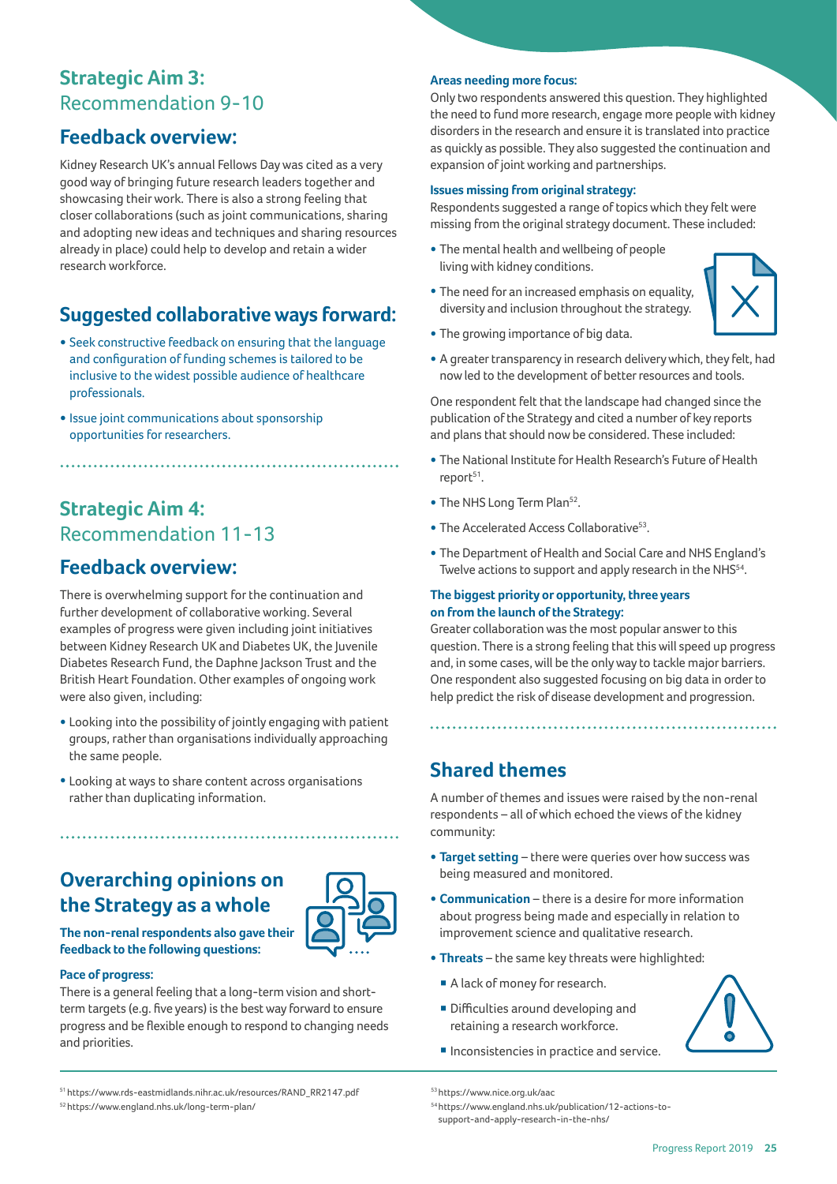## Strategic Aim 3:
### Recommendation 9-10

## Feedback overview:

Kidney Research UK's annual Fellows Day was cited as a very good way of bringing future research leaders together and showcasing their work. There is also a strong feeling that closer collaborations (such as joint communications, sharing and adopting new ideas and techniques and sharing resources already in place) could help to develop and retain a wider research workforce.

## Suggested collaborative ways forward:

- Seek constructive feedback on ensuring that the language and configuration of funding schemes is tailored to be inclusive to the widest possible audience of healthcare professionals.
- Issue joint communications about sponsorship opportunities for researchers.

## Strategic Aim 4:
### Recommendation 11-13

## Feedback overview:

There is overwhelming support for the continuation and further development of collaborative working. Several examples of progress were given including joint initiatives between Kidney Research UK and Diabetes UK, the Juvenile Diabetes Research Fund, the Daphne Jackson Trust and the British Heart Foundation. Other examples of ongoing work were also given, including:

- Looking into the possibility of jointly engaging with patient groups, rather than organisations individually approaching the same people.
- Looking at ways to share content across organisations rather than duplicating information.

## Overarching opinions on the Strategy as a whole

**The non-renal respondents also gave their feedback to the following questions:**

**Pace of progress:**
There is a general feeling that a long-term vision and short-term targets (e.g. five years) is the best way forward to ensure progress and be flexible enough to respond to changing needs and priorities.

**Areas needing more focus:**
Only two respondents answered this question. They highlighted the need to fund more research, engage more people with kidney disorders in the research and ensure it is translated into practice as quickly as possible. They also suggested the continuation and expansion of joint working and partnerships.

**Issues missing from original strategy:**
Respondents suggested a range of topics which they felt were missing from the original strategy document. These included:

- The mental health and wellbeing of people living with kidney conditions.
- The need for an increased emphasis on equality, diversity and inclusion throughout the strategy.
- The growing importance of big data.
- A greater transparency in research delivery which, they felt, had now led to the development of better resources and tools.

One respondent felt that the landscape had changed since the publication of the Strategy and cited a number of key reports and plans that should now be considered. These included:

- The National Institute for Health Research's Future of Health report[51].
- The NHS Long Term Plan[52].
- The Accelerated Access Collaborative[53].
- The Department of Health and Social Care and NHS England's Twelve actions to support and apply research in the NHS[54].

**The biggest priority or opportunity, three years on from the launch of the Strategy:**
Greater collaboration was the most popular answer to this question. There is a strong feeling that this will speed up progress and, in some cases, will be the only way to tackle major barriers. One respondent also suggested focusing on big data in order to help predict the risk of disease development and progression.

## Shared themes

A number of themes and issues were raised by the non-renal respondents – all of which echoed the views of the kidney community:

- **Target setting** – there were queries over how success was being measured and monitored.
- **Communication** – there is a desire for more information about progress being made and especially in relation to improvement science and qualitative research.
- **Threats** – the same key threats were highlighted:
  - A lack of money for research.
  - Difficulties around developing and retaining a research workforce.
  - Inconsistencies in practice and service.

---

[51] https://www.rds-eastmidlands.nihr.ac.uk/resources/RAND_RR2147.pdf
[52] https://www.england.nhs.uk/long-term-plan/
[53] https://www.nice.org.uk/aac
[54] https://www.england.nhs.uk/publication/12-actions-to-support-and-apply-research-in-the-nhs/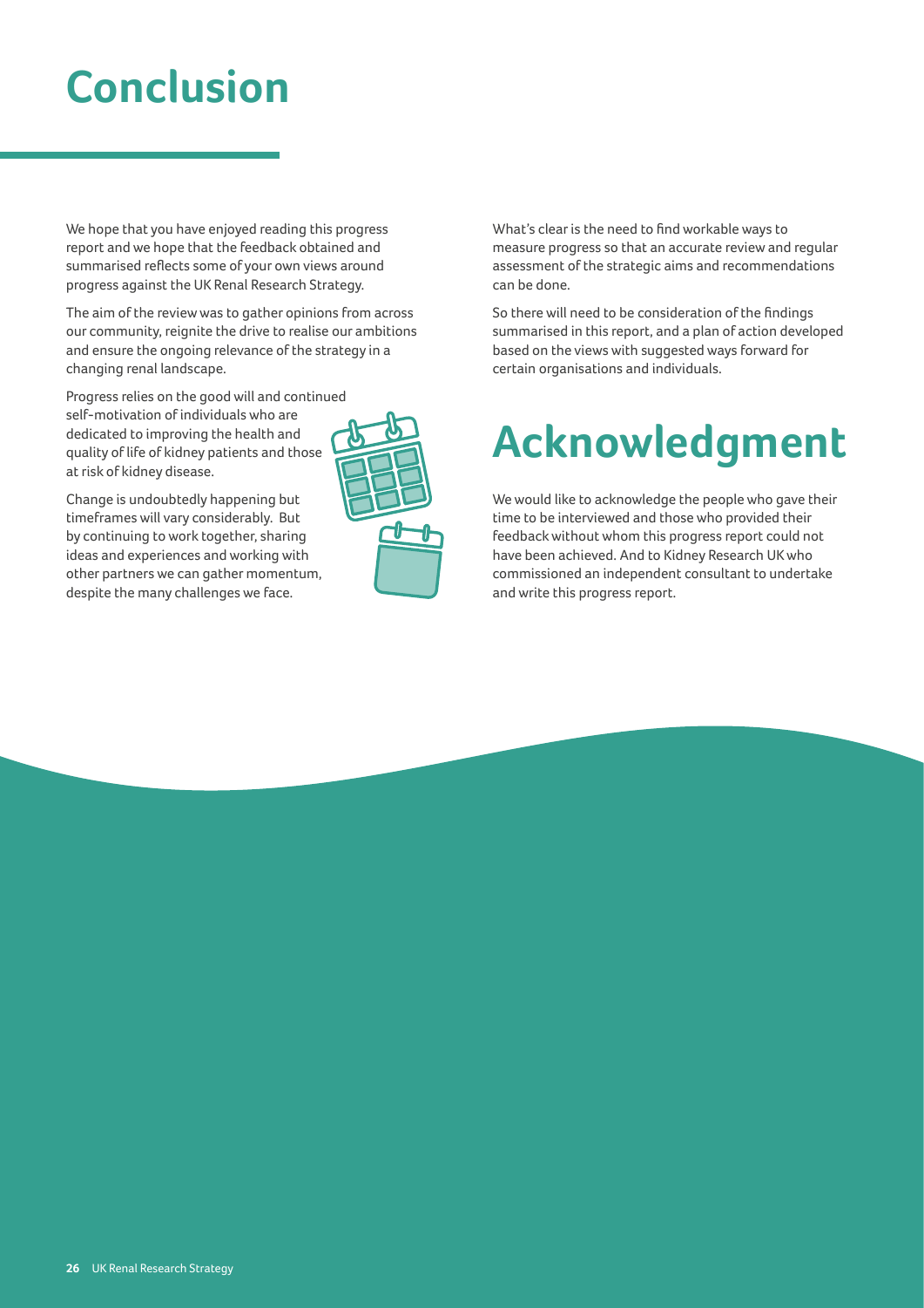# Conclusion

We hope that you have enjoyed reading this progress report and we hope that the feedback obtained and summarised reflects some of your own views around progress against the UK Renal Research Strategy.

The aim of the review was to gather opinions from across our community, reignite the drive to realise our ambitions and ensure the ongoing relevance of the strategy in a changing renal landscape.

Progress relies on the good will and continued self-motivation of individuals who are dedicated to improving the health and quality of life of kidney patients and those at risk of kidney disease.

Change is undoubtedly happening but timeframes will vary considerably. But by continuing to work together, sharing ideas and experiences and working with other partners we can gather momentum, despite the many challenges we face.

What's clear is the need to find workable ways to measure progress so that an accurate review and regular assessment of the strategic aims and recommendations can be done.

So there will need to be consideration of the findings summarised in this report, and a plan of action developed based on the views with suggested ways forward for certain organisations and individuals.

# Acknowledgment

We would like to acknowledge the people who gave their time to be interviewed and those who provided their feedback without whom this progress report could not have been achieved. And to Kidney Research UK who commissioned an independent consultant to undertake and write this progress report.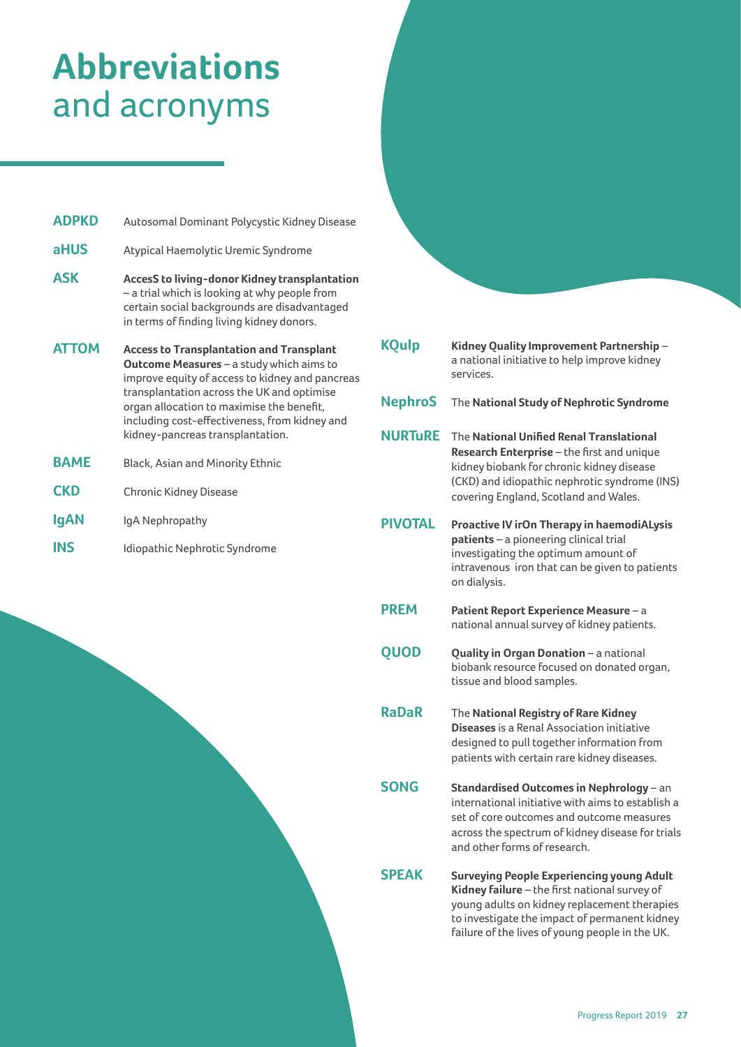# **Abbreviations** and acronyms

**ADPKD** Autosomal Dominant Polycystic Kidney Disease

**aHUS** Atypical Haemolytic Uremic Syndrome

**ASK** **AccesS to living-donor Kidney transplantation** – a trial which is looking at why people from certain social backgrounds are disadvantaged in terms of finding living kidney donors.

**ATTOM** **Access to Transplantation and Transplant Outcome Measures** – a study which aims to improve equity of access to kidney and pancreas transplantation across the UK and optimise organ allocation to maximise the benefit, including cost-effectiveness, from kidney and kidney-pancreas transplantation.

**BAME** Black, Asian and Minority Ethnic

**CKD** Chronic Kidney Disease

**IgAN** IgA Nephropathy

**INS** Idiopathic Nephrotic Syndrome

**KQuIp** **Kidney Quality Improvement Partnership** – a national initiative to help improve kidney services.

**NephroS** The **National Study of Nephrotic Syndrome**

**NURTuRE** The **National Unified Renal Translational Research Enterprise** – the first and unique kidney biobank for chronic kidney disease (CKD) and idiopathic nephrotic syndrome (INS) covering England, Scotland and Wales.

**PIVOTAL** **Proactive IV irOn Therapy in haemodiALysis patients** – a pioneering clinical trial investigating the optimum amount of intravenous iron that can be given to patients on dialysis.

**PREM** **Patient Report Experience Measure** – a national annual survey of kidney patients.

**QUOD** **Quality in Organ Donation** – a national biobank resource focused on donated organ, tissue and blood samples.

**RaDaR** The **National Registry of Rare Kidney Diseases** is a Renal Association initiative designed to pull together information from patients with certain rare kidney diseases.

**SONG** **Standardised Outcomes in Nephrology** – an international initiative with aims to establish a set of core outcomes and outcome measures across the spectrum of kidney disease for trials and other forms of research.

**SPEAK** **Surveying People Experiencing young Adult Kidney failure** – the first national survey of young adults on kidney replacement therapies to investigate the impact of permanent kidney failure of the lives of young people in the UK.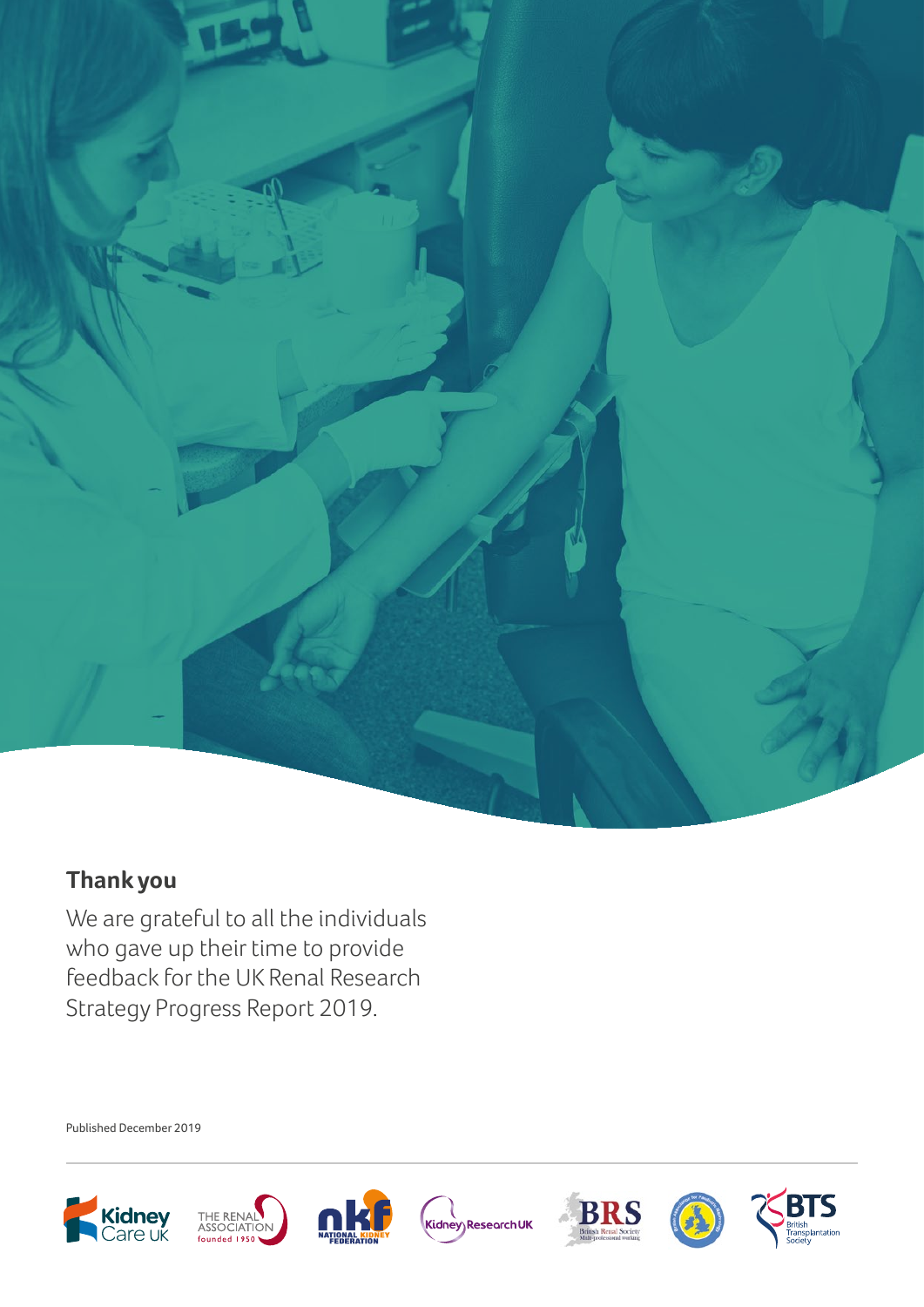## Thank you

We are grateful to all the individuals who gave up their time to provide feedback for the UK Renal Research Strategy Progress Report 2019.

Published December 2019